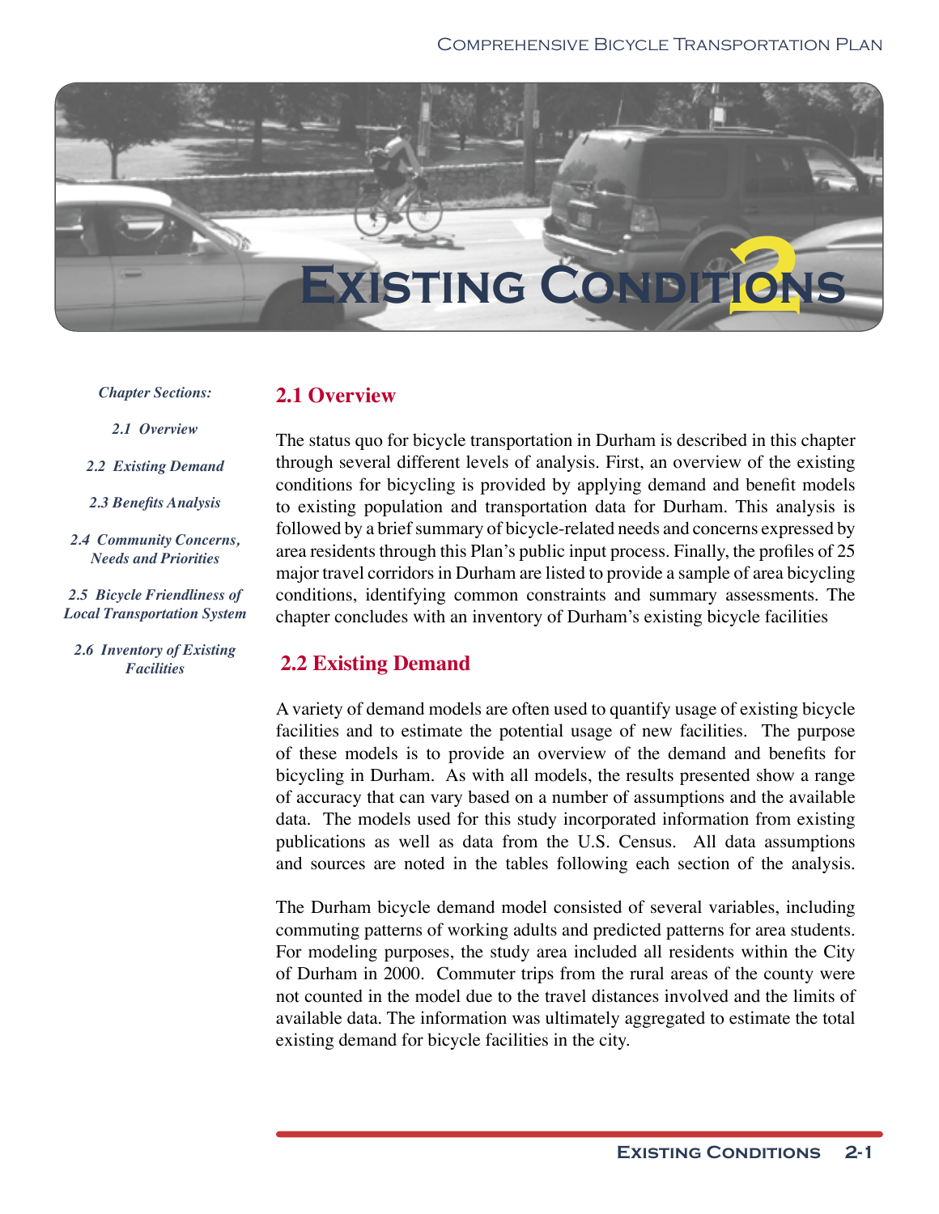# 2 Existing Conditions

*Chapter Sections:*

*2.1 Overview*

*2.2 Existing Demand*

*2.3 Benefits Analysis*

*2.4 Community Concerns, Needs and Priorities*

*2.5 Bicycle Friendliness of Local Transportation System*

*2.6 Inventory of Existing Facilities*

## 2.1 Overview

The status quo for bicycle transportation in Durham is described in this chapter through several different levels of analysis. First, an overview of the existing conditions for bicycling is provided by applying demand and benefit models to existing population and transportation data for Durham. This analysis is followed by a brief summary of bicycle-related needs and concerns expressed by area residents through this Plan's public input process. Finally, the profiles of 25 major travel corridors in Durham are listed to provide a sample of area bicycling conditions, identifying common constraints and summary assessments. The chapter concludes with an inventory of Durham's existing bicycle facilities

## 2.2 Existing Demand

A variety of demand models are often used to quantify usage of existing bicycle facilities and to estimate the potential usage of new facilities. The purpose of these models is to provide an overview of the demand and benefits for bicycling in Durham. As with all models, the results presented show a range of accuracy that can vary based on a number of assumptions and the available data. The models used for this study incorporated information from existing publications as well as data from the U.S. Census. All data assumptions and sources are noted in the tables following each section of the analysis.

The Durham bicycle demand model consisted of several variables, including commuting patterns of working adults and predicted patterns for area students. For modeling purposes, the study area included all residents within the City of Durham in 2000. Commuter trips from the rural areas of the county were not counted in the model due to the travel distances involved and the limits of available data. The information was ultimately aggregated to estimate the total existing demand for bicycle facilities in the city.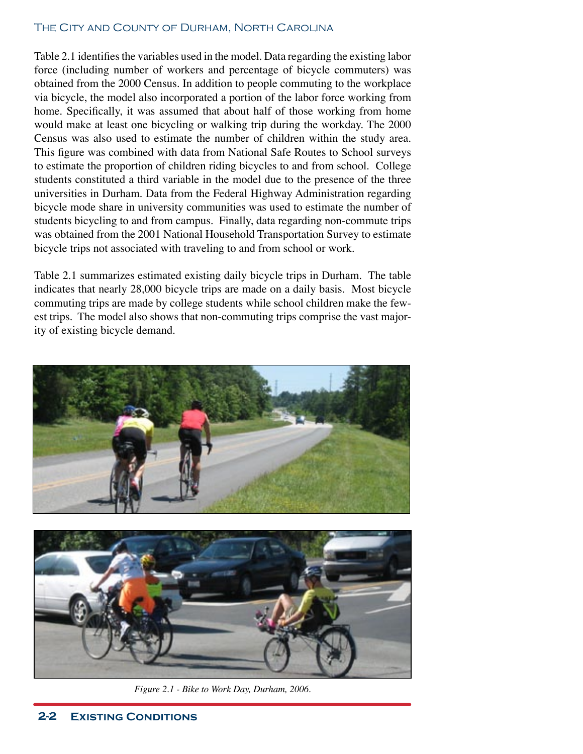Table 2.1 identifies the variables used in the model. Data regarding the existing labor force (including number of workers and percentage of bicycle commuters) was obtained from the 2000 Census. In addition to people commuting to the workplace via bicycle, the model also incorporated a portion of the labor force working from home. Specifically, it was assumed that about half of those working from home would make at least one bicycling or walking trip during the workday. The 2000 Census was also used to estimate the number of children within the study area. This figure was combined with data from National Safe Routes to School surveys to estimate the proportion of children riding bicycles to and from school. College students constituted a third variable in the model due to the presence of the three universities in Durham. Data from the Federal Highway Administration regarding bicycle mode share in university communities was used to estimate the number of students bicycling to and from campus. Finally, data regarding non-commute trips was obtained from the 2001 National Household Transportation Survey to estimate bicycle trips not associated with traveling to and from school or work.

Table 2.1 summarizes estimated existing daily bicycle trips in Durham. The table indicates that nearly 28,000 bicycle trips are made on a daily basis. Most bicycle commuting trips are made by college students while school children make the fewest trips. The model also shows that non-commuting trips comprise the vast majority of existing bicycle demand.

*Figure 2.1 - Bike to Work Day, Durham, 2006.*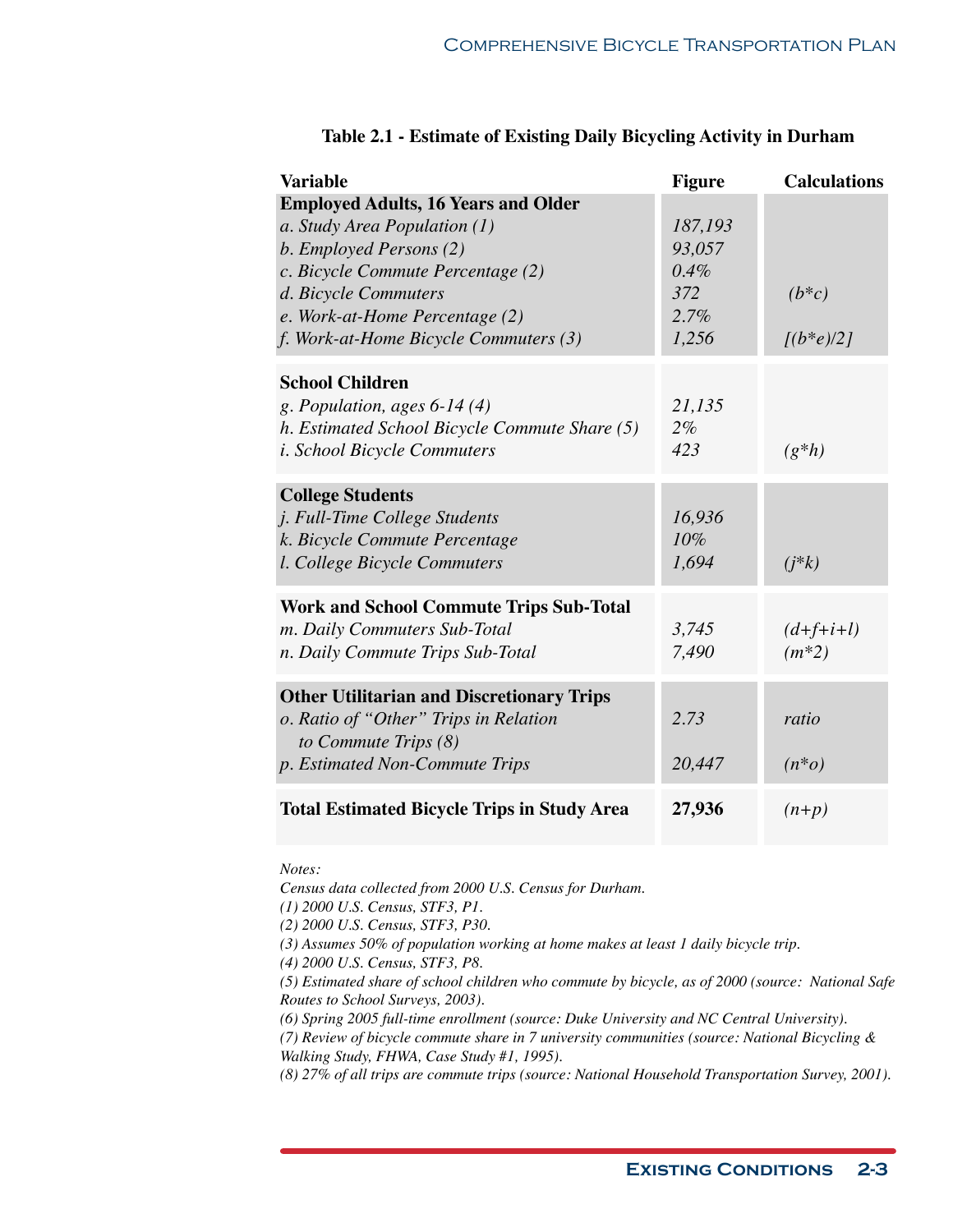**Table 2.1 - Estimate of Existing Daily Bicycling Activity in Durham**

| Variable | Figure | Calculations |
|---|---|---|
| **Employed Adults, 16 Years and Older** | | |
| *a. Study Area Population (1)* | *187,193* | |
| *b. Employed Persons (2)* | *93,057* | |
| *c. Bicycle Commute Percentage (2)* | *0.4%* | |
| *d. Bicycle Commuters* | *372* | *(b*c)* |
| *e. Work-at-Home Percentage (2)* | *2.7%* | |
| *f. Work-at-Home Bicycle Commuters (3)* | *1,256* | *[(b*e)/2]* |
| **School Children** | | |
| *g. Population, ages 6-14 (4)* | *21,135* | |
| *h. Estimated School Bicycle Commute Share (5)* | *2%* | |
| *i. School Bicycle Commuters* | *423* | *(g*h)* |
| **College Students** | | |
| *j. Full-Time College Students* | *16,936* | |
| *k. Bicycle Commute Percentage* | *10%* | |
| *l. College Bicycle Commuters* | *1,694* | *(j*k)* |
| **Work and School Commute Trips Sub-Total** | | |
| *m. Daily Commuters Sub-Total* | *3,745* | *(d+f+i+l)* |
| *n. Daily Commute Trips Sub-Total* | *7,490* | *(m*2)* |
| **Other Utilitarian and Discretionary Trips** | | |
| *o. Ratio of "Other" Trips in Relation to Commute Trips (8)* | *2.73* | *ratio* |
| *p. Estimated Non-Commute Trips* | *20,447* | *(n*o)* |
| **Total Estimated Bicycle Trips in Study Area** | **27,936** | *(n+p)* |

*Notes:*

*Census data collected from 2000 U.S. Census for Durham.*

*(1) 2000 U.S. Census, STF3, P1.*

*(2) 2000 U.S. Census, STF3, P30.*

*(3) Assumes 50% of population working at home makes at least 1 daily bicycle trip.*

*(4) 2000 U.S. Census, STF3, P8.*

*(5) Estimated share of school children who commute by bicycle, as of 2000 (source: National Safe Routes to School Surveys, 2003).*

*(6) Spring 2005 full-time enrollment (source: Duke University and NC Central University).*

*(7) Review of bicycle commute share in 7 university communities (source: National Bicycling & Walking Study, FHWA, Case Study #1, 1995).*

*(8) 27% of all trips are commute trips (source: National Household Transportation Survey, 2001).*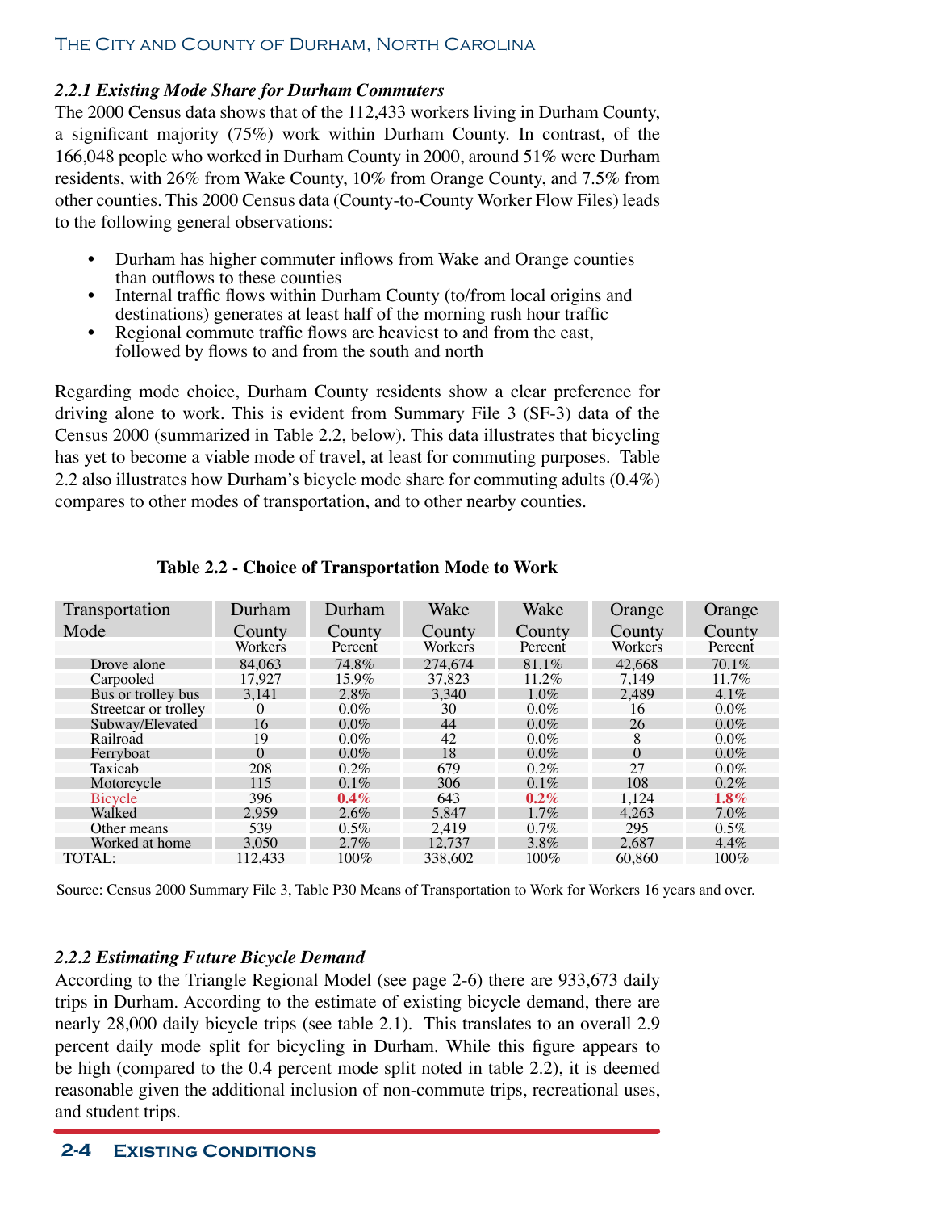### *2.2.1 Existing Mode Share for Durham Commuters*

The 2000 Census data shows that of the 112,433 workers living in Durham County, a significant majority (75%) work within Durham County. In contrast, of the 166,048 people who worked in Durham County in 2000, around 51% were Durham residents, with 26% from Wake County, 10% from Orange County, and 7.5% from other counties. This 2000 Census data (County-to-County Worker Flow Files) leads to the following general observations:

- Durham has higher commuter inflows from Wake and Orange counties than outflows to these counties
- Internal traffic flows within Durham County (to/from local origins and destinations) generates at least half of the morning rush hour traffic
- Regional commute traffic flows are heaviest to and from the east, followed by flows to and from the south and north

Regarding mode choice, Durham County residents show a clear preference for driving alone to work. This is evident from Summary File 3 (SF-3) data of the Census 2000 (summarized in Table 2.2, below). This data illustrates that bicycling has yet to become a viable mode of travel, at least for commuting purposes. Table 2.2 also illustrates how Durham's bicycle mode share for commuting adults (0.4%) compares to other modes of transportation, and to other nearby counties.

**Table 2.2 - Choice of Transportation Mode to Work**

| Transportation Mode | Durham County Workers | Durham County Percent | Wake County Workers | Wake County Percent | Orange County Workers | Orange County Percent |
|---|---|---|---|---|---|---|
| Drove alone | 84,063 | 74.8% | 274,674 | 81.1% | 42,668 | 70.1% |
| Carpooled | 17,927 | 15.9% | 37,823 | 11.2% | 7,149 | 11.7% |
| Bus or trolley bus | 3,141 | 2.8% | 3,340 | 1.0% | 2,489 | 4.1% |
| Streetcar or trolley | 0 | 0.0% | 30 | 0.0% | 16 | 0.0% |
| Subway/Elevated | 16 | 0.0% | 44 | 0.0% | 26 | 0.0% |
| Railroad | 19 | 0.0% | 42 | 0.0% | 8 | 0.0% |
| Ferryboat | 0 | 0.0% | 18 | 0.0% | 0 | 0.0% |
| Taxicab | 208 | 0.2% | 679 | 0.2% | 27 | 0.0% |
| Motorcycle | 115 | 0.1% | 306 | 0.1% | 108 | 0.2% |
| Bicycle | 396 | **0.4%** | 643 | **0.2%** | 1,124 | **1.8%** |
| Walked | 2,959 | 2.6% | 5,847 | 1.7% | 4,263 | 7.0% |
| Other means | 539 | 0.5% | 2,419 | 0.7% | 295 | 0.5% |
| Worked at home | 3,050 | 2.7% | 12,737 | 3.8% | 2,687 | 4.4% |
| TOTAL: | 112,433 | 100% | 338,602 | 100% | 60,860 | 100% |

Source: Census 2000 Summary File 3, Table P30 Means of Transportation to Work for Workers 16 years and over.

### *2.2.2 Estimating Future Bicycle Demand*

According to the Triangle Regional Model (see page 2-6) there are 933,673 daily trips in Durham. According to the estimate of existing bicycle demand, there are nearly 28,000 daily bicycle trips (see table 2.1). This translates to an overall 2.9 percent daily mode split for bicycling in Durham. While this figure appears to be high (compared to the 0.4 percent mode split noted in table 2.2), it is deemed reasonable given the additional inclusion of non-commute trips, recreational uses, and student trips.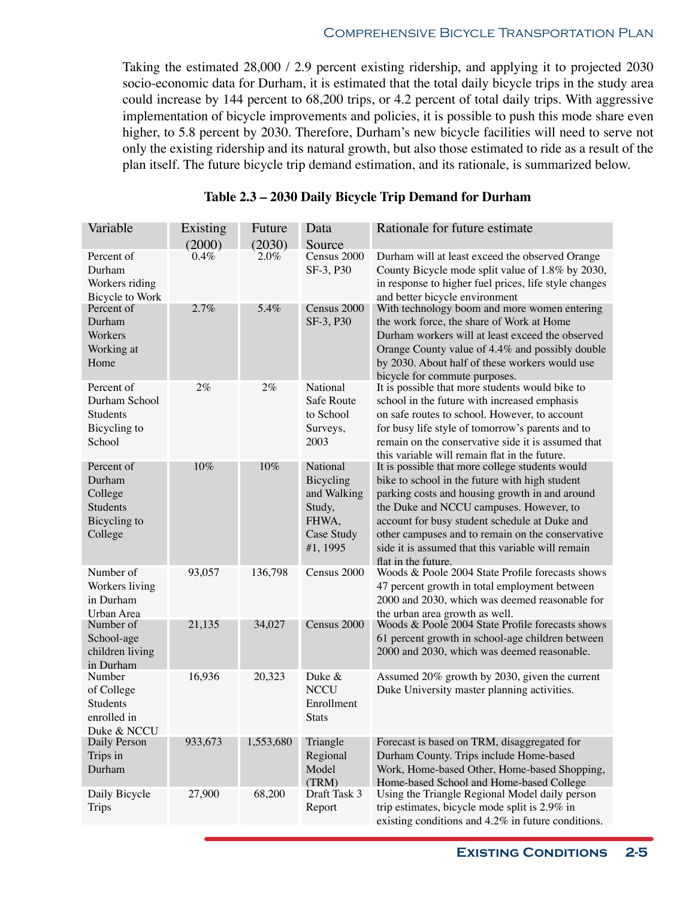Taking the estimated 28,000 / 2.9 percent existing ridership, and applying it to projected 2030 socio-economic data for Durham, it is estimated that the total daily bicycle trips in the study area could increase by 144 percent to 68,200 trips, or 4.2 percent of total daily trips. With aggressive implementation of bicycle improvements and policies, it is possible to push this mode share even higher, to 5.8 percent by 2030. Therefore, Durham's new bicycle facilities will need to serve not only the existing ridership and its natural growth, but also those estimated to ride as a result of the plan itself. The future bicycle trip demand estimation, and its rationale, is summarized below.

**Table 2.3 – 2030 Daily Bicycle Trip Demand for Durham**

| Variable | Existing (2000) | Future (2030) | Data Source | Rationale for future estimate |
|---|---|---|---|---|
| Percent of Durham Workers riding Bicycle to Work | 0.4% | 2.0% | Census 2000 SF-3, P30 | Durham will at least exceed the observed Orange County Bicycle mode split value of 1.8% by 2030, in response to higher fuel prices, life style changes and better bicycle environment |
| Percent of Durham Workers Working at Home | 2.7% | 5.4% | Census 2000 SF-3, P30 | With technology boom and more women entering the work force, the share of Work at Home Durham workers will at least exceed the observed Orange County value of 4.4% and possibly double by 2030. About half of these workers would use bicycle for commute purposes. |
| Percent of Durham School Students Bicycling to School | 2% | 2% | National Safe Route to School Surveys, 2003 | It is possible that more students would bike to school in the future with increased emphasis on safe routes to school. However, to account for busy life style of tomorrow's parents and to remain on the conservative side it is assumed that this variable will remain flat in the future. |
| Percent of Durham College Students Bicycling to College | 10% | 10% | National Bicycling and Walking Study, FHWA, Case Study #1, 1995 | It is possible that more college students would bike to school in the future with high student parking costs and housing growth in and around the Duke and NCCU campuses. However, to account for busy student schedule at Duke and other campuses and to remain on the conservative side it is assumed that this variable will remain flat in the future. |
| Number of Workers living in Durham Urban Area | 93,057 | 136,798 | Census 2000 | Woods & Poole 2004 State Profile forecasts shows 47 percent growth in total employment between 2000 and 2030, which was deemed reasonable for the urban area growth as well. |
| Number of School-age children living in Durham | 21,135 | 34,027 | Census 2000 | Woods & Poole 2004 State Profile forecasts shows 61 percent growth in school-age children between 2000 and 2030, which was deemed reasonable. |
| Number of College Students enrolled in Duke & NCCU | 16,936 | 20,323 | Duke & NCCU Enrollment Stats | Assumed 20% growth by 2030, given the current Duke University master planning activities. |
| Daily Person Trips in Durham | 933,673 | 1,553,680 | Triangle Regional Model (TRM) | Forecast is based on TRM, disaggregated for Durham County. Trips include Home-based Work, Home-based Other, Home-based Shopping, Home-based School and Home-based College |
| Daily Bicycle Trips | 27,900 | 68,200 | Draft Task 3 Report | Using the Triangle Regional Model daily person trip estimates, bicycle mode split is 2.9% in existing conditions and 4.2% in future conditions. |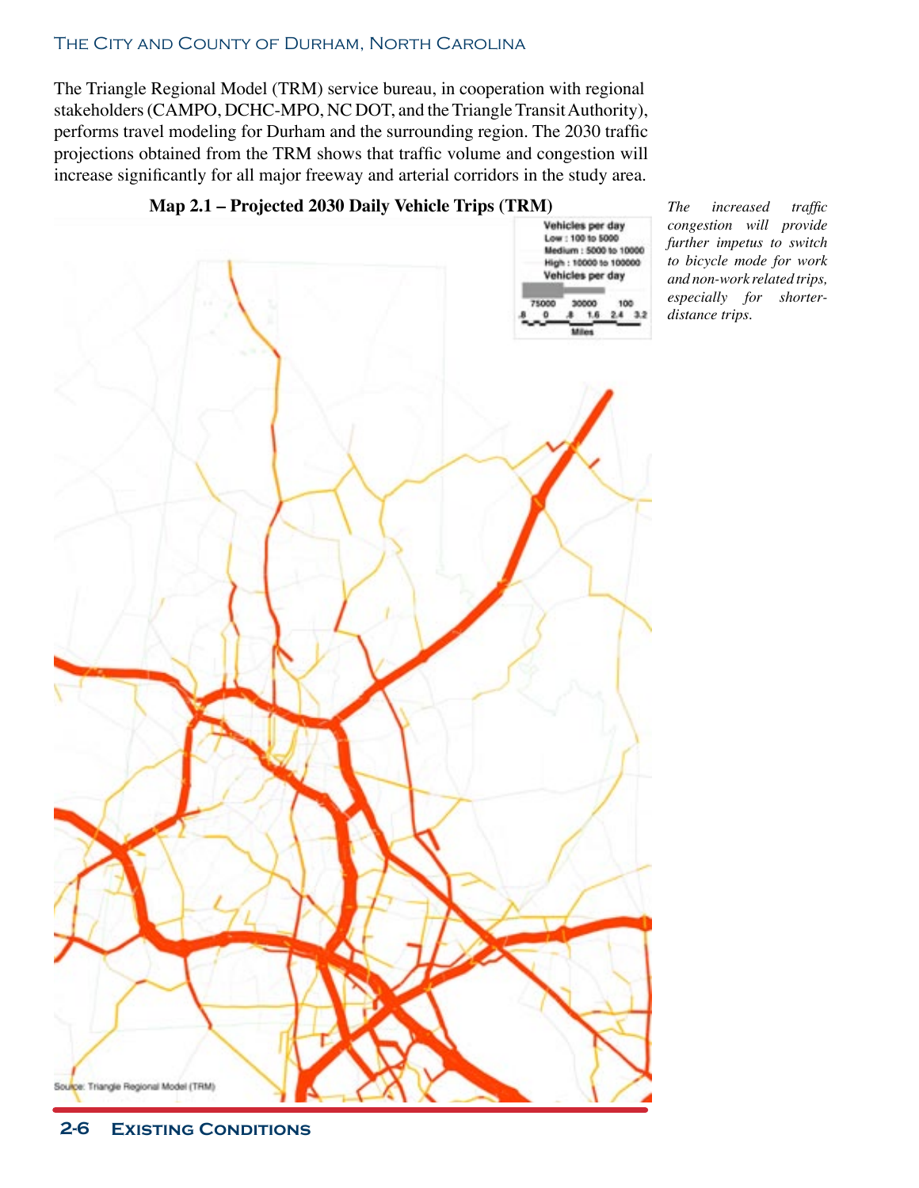The Triangle Regional Model (TRM) service bureau, in cooperation with regional stakeholders (CAMPO, DCHC-MPO, NC DOT, and the Triangle Transit Authority), performs travel modeling for Durham and the surrounding region. The 2030 traffic projections obtained from the TRM shows that traffic volume and congestion will increase significantly for all major freeway and arterial corridors in the study area.

**Map 2.1 – Projected 2030 Daily Vehicle Trips (TRM)**

Vehicles per day
Low : 100 to 5000
Medium : 5000 to 10000
High : 10000 to 100000

Vehicles per day
75000 30000 100

.8 0 .8 1.6 2.4 3.2
Miles

Source: Triangle Regional Model (TRM)

*The increased traffic congestion will provide further impetus to switch to bicycle mode for work and non-work related trips, especially for shorter-distance trips.*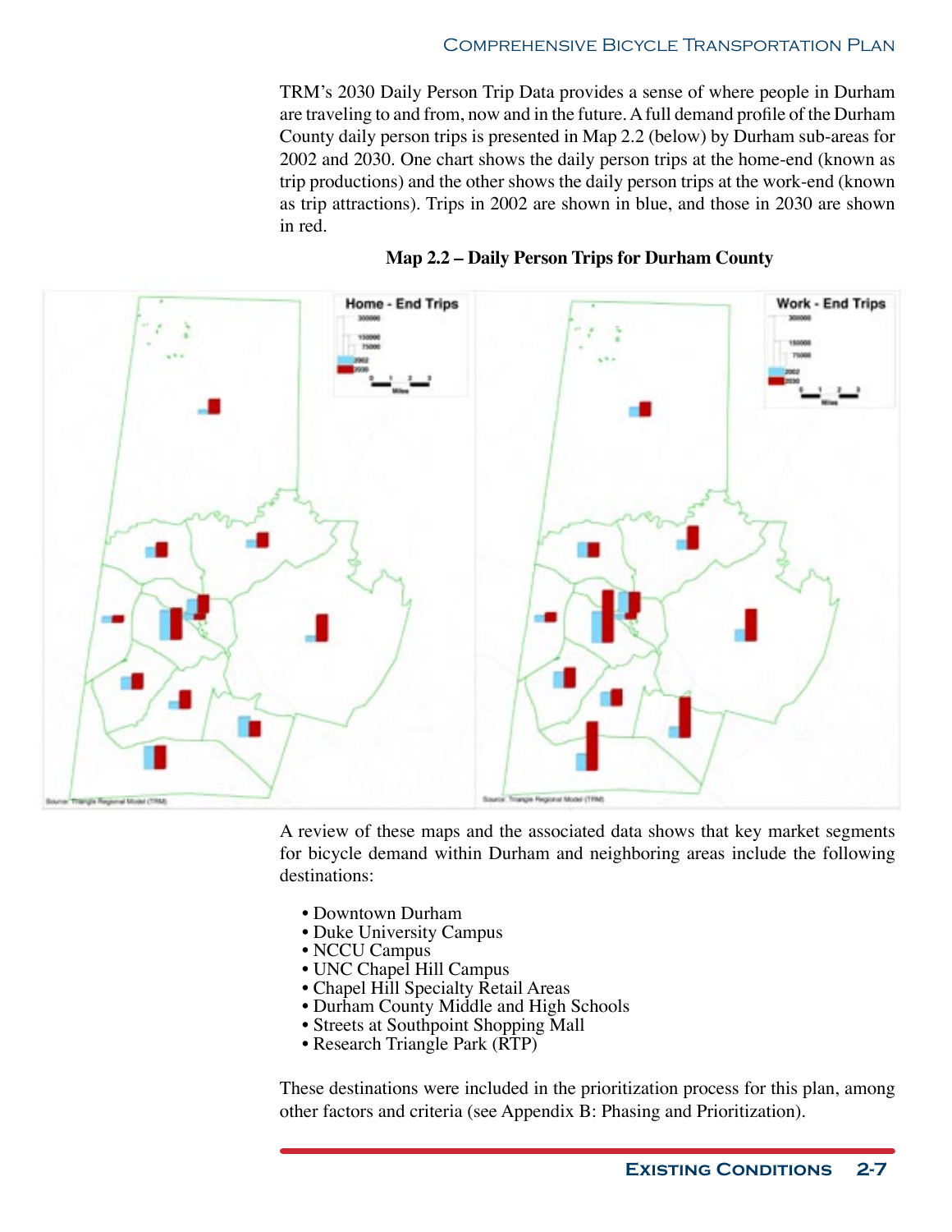TRM's 2030 Daily Person Trip Data provides a sense of where people in Durham are traveling to and from, now and in the future. A full demand profile of the Durham County daily person trips is presented in Map 2.2 (below) by Durham sub-areas for 2002 and 2030. One chart shows the daily person trips at the home-end (known as trip productions) and the other shows the daily person trips at the work-end (known as trip attractions). Trips in 2002 are shown in blue, and those in 2030 are shown in red.

**Map 2.2 – Daily Person Trips for Durham County**

A review of these maps and the associated data shows that key market segments for bicycle demand within Durham and neighboring areas include the following destinations:

- Downtown Durham
- Duke University Campus
- NCCU Campus
- UNC Chapel Hill Campus
- Chapel Hill Specialty Retail Areas
- Durham County Middle and High Schools
- Streets at Southpoint Shopping Mall
- Research Triangle Park (RTP)

These destinations were included in the prioritization process for this plan, among other factors and criteria (see Appendix B: Phasing and Prioritization).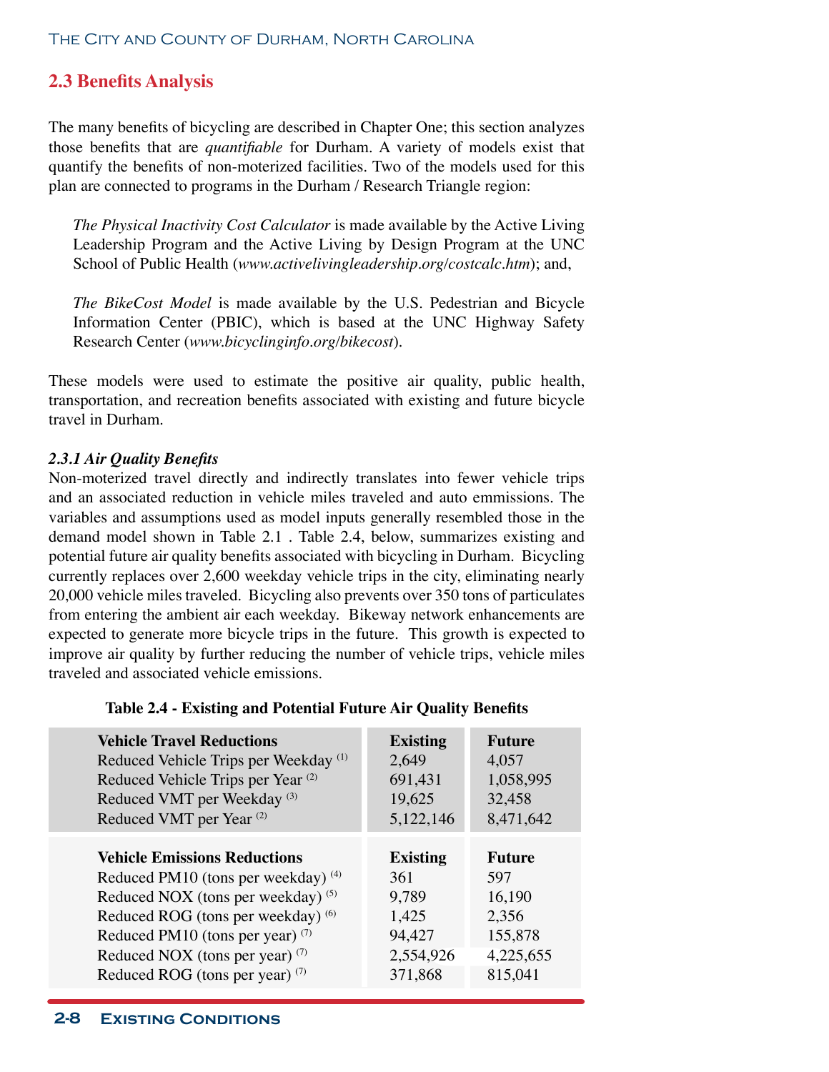## 2.3 Benefits Analysis

The many benefits of bicycling are described in Chapter One; this section analyzes those benefits that are *quantifiable* for Durham. A variety of models exist that quantify the benefits of non-moterized facilities. Two of the models used for this plan are connected to programs in the Durham / Research Triangle region:

*The Physical Inactivity Cost Calculator* is made available by the Active Living Leadership Program and the Active Living by Design Program at the UNC School of Public Health (*www.activelivingleadership.org/costcalc.htm*); and,

*The BikeCost Model* is made available by the U.S. Pedestrian and Bicycle Information Center (PBIC), which is based at the UNC Highway Safety Research Center (*www.bicyclinginfo.org/bikecost*).

These models were used to estimate the positive air quality, public health, transportation, and recreation benefits associated with existing and future bicycle travel in Durham.

### *2.3.1 Air Quality Benefits*

Non-moterized travel directly and indirectly translates into fewer vehicle trips and an associated reduction in vehicle miles traveled and auto emmissions. The variables and assumptions used as model inputs generally resembled those in the demand model shown in Table 2.1 . Table 2.4, below, summarizes existing and potential future air quality benefits associated with bicycling in Durham. Bicycling currently replaces over 2,600 weekday vehicle trips in the city, eliminating nearly 20,000 vehicle miles traveled. Bicycling also prevents over 350 tons of particulates from entering the ambient air each weekday. Bikeway network enhancements are expected to generate more bicycle trips in the future. This growth is expected to improve air quality by further reducing the number of vehicle trips, vehicle miles traveled and associated vehicle emissions.

**Table 2.4 - Existing and Potential Future Air Quality Benefits**

| **Vehicle Travel Reductions** | **Existing** | **Future** |
|---|---|---|
| Reduced Vehicle Trips per Weekday (1) | 2,649 | 4,057 |
| Reduced Vehicle Trips per Year (2) | 691,431 | 1,058,995 |
| Reduced VMT per Weekday (3) | 19,625 | 32,458 |
| Reduced VMT per Year (2) | 5,122,146 | 8,471,642 |
| **Vehicle Emissions Reductions** | **Existing** | **Future** |
| Reduced PM10 (tons per weekday) (4) | 361 | 597 |
| Reduced NOX (tons per weekday) (5) | 9,789 | 16,190 |
| Reduced ROG (tons per weekday) (6) | 1,425 | 2,356 |
| Reduced PM10 (tons per year) (7) | 94,427 | 155,878 |
| Reduced NOX (tons per year) (7) | 2,554,926 | 4,225,655 |
| Reduced ROG (tons per year) (7) | 371,868 | 815,041 |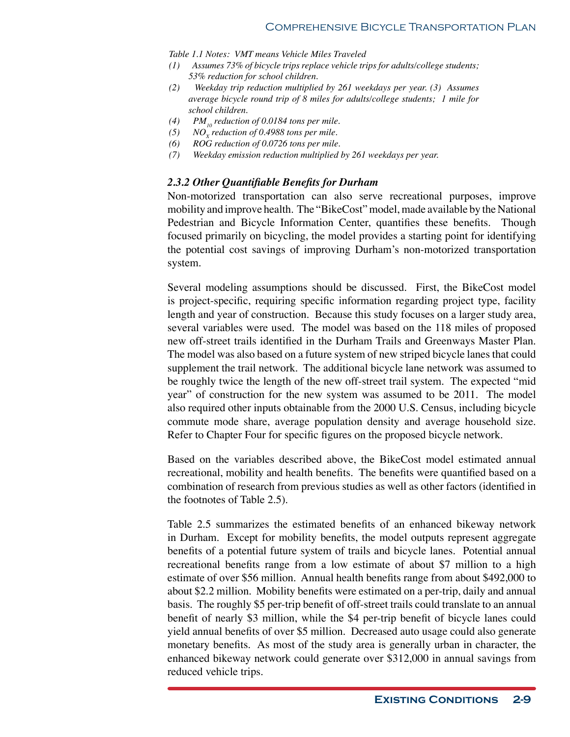*Table 1.1 Notes: VMT means Vehicle Miles Traveled*

*(1) Assumes 73% of bicycle trips replace vehicle trips for adults/college students; 53% reduction for school children.*

*(2) Weekday trip reduction multiplied by 261 weekdays per year. (3) Assumes average bicycle round trip of 8 miles for adults/college students; 1 mile for school children.*

*(4) $PM_{10}$ reduction of 0.0184 tons per mile.*

*(5) $NO_x$ reduction of 0.4988 tons per mile.*

*(6) ROG reduction of 0.0726 tons per mile.*

*(7) Weekday emission reduction multiplied by 261 weekdays per year.*

### *2.3.2 Other Quantifiable Benefits for Durham*

Non-motorized transportation can also serve recreational purposes, improve mobility and improve health. The "BikeCost" model, made available by the National Pedestrian and Bicycle Information Center, quantifies these benefits. Though focused primarily on bicycling, the model provides a starting point for identifying the potential cost savings of improving Durham's non-motorized transportation system.

Several modeling assumptions should be discussed. First, the BikeCost model is project-specific, requiring specific information regarding project type, facility length and year of construction. Because this study focuses on a larger study area, several variables were used. The model was based on the 118 miles of proposed new off-street trails identified in the Durham Trails and Greenways Master Plan. The model was also based on a future system of new striped bicycle lanes that could supplement the trail network. The additional bicycle lane network was assumed to be roughly twice the length of the new off-street trail system. The expected "mid year" of construction for the new system was assumed to be 2011. The model also required other inputs obtainable from the 2000 U.S. Census, including bicycle commute mode share, average population density and average household size. Refer to Chapter Four for specific figures on the proposed bicycle network.

Based on the variables described above, the BikeCost model estimated annual recreational, mobility and health benefits. The benefits were quantified based on a combination of research from previous studies as well as other factors (identified in the footnotes of Table 2.5).

Table 2.5 summarizes the estimated benefits of an enhanced bikeway network in Durham. Except for mobility benefits, the model outputs represent aggregate benefits of a potential future system of trails and bicycle lanes. Potential annual recreational benefits range from a low estimate of about $7 million to a high estimate of over $56 million. Annual health benefits range from about $492,000 to about $2.2 million. Mobility benefits were estimated on a per-trip, daily and annual basis. The roughly $5 per-trip benefit of off-street trails could translate to an annual benefit of nearly $3 million, while the $4 per-trip benefit of bicycle lanes could yield annual benefits of over $5 million. Decreased auto usage could also generate monetary benefits. As most of the study area is generally urban in character, the enhanced bikeway network could generate over $312,000 in annual savings from reduced vehicle trips.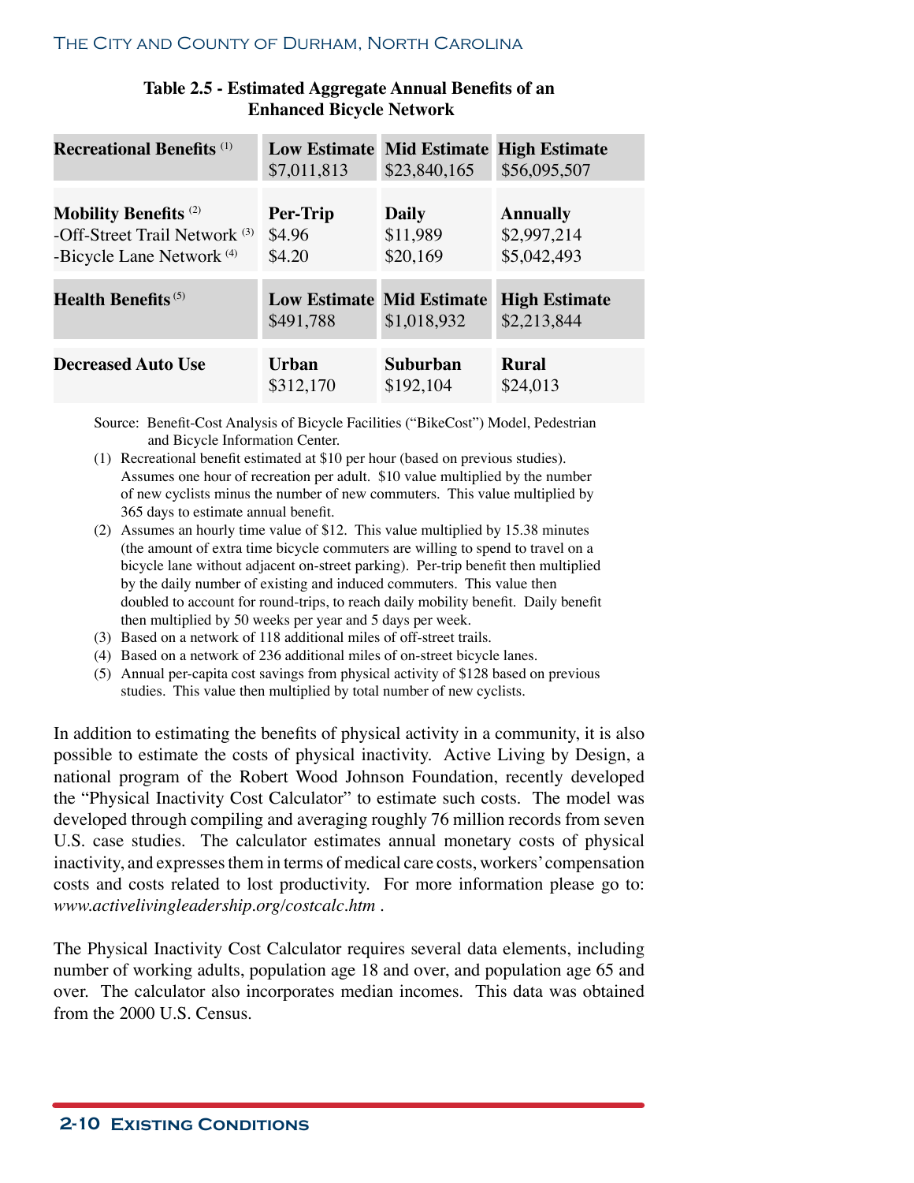**Table 2.5 - Estimated Aggregate Annual Benefits of an Enhanced Bicycle Network**

| Recreational Benefits [(1)] | Low Estimate $7,011,813 | Mid Estimate $23,840,165 | High Estimate $56,095,507 |
|---|---|---|---|
| **Mobility Benefits** [(2)] | **Per-Trip** | **Daily** | **Annually** |
| -Off-Street Trail Network [(3)] | $4.96 | $11,989 | $2,997,214 |
| -Bicycle Lane Network [(4)] | $4.20 | $20,169 | $5,042,493 |
| **Health Benefits** [(5)] | **Low Estimate** $491,788 | **Mid Estimate** $1,018,932 | **High Estimate** $2,213,844 |
| **Decreased Auto Use** | **Urban** $312,170 | **Suburban** $192,104 | **Rural** $24,013 |

Source: Benefit-Cost Analysis of Bicycle Facilities ("BikeCost") Model, Pedestrian and Bicycle Information Center.

(1) Recreational benefit estimated at $10 per hour (based on previous studies). Assumes one hour of recreation per adult. $10 value multiplied by the number of new cyclists minus the number of new commuters. This value multiplied by 365 days to estimate annual benefit.

(2) Assumes an hourly time value of $12. This value multiplied by 15.38 minutes (the amount of extra time bicycle commuters are willing to spend to travel on a bicycle lane without adjacent on-street parking). Per-trip benefit then multiplied by the daily number of existing and induced commuters. This value then doubled to account for round-trips, to reach daily mobility benefit. Daily benefit then multiplied by 50 weeks per year and 5 days per week.

(3) Based on a network of 118 additional miles of off-street trails.

(4) Based on a network of 236 additional miles of on-street bicycle lanes.

(5) Annual per-capita cost savings from physical activity of $128 based on previous studies. This value then multiplied by total number of new cyclists.

In addition to estimating the benefits of physical activity in a community, it is also possible to estimate the costs of physical inactivity. Active Living by Design, a national program of the Robert Wood Johnson Foundation, recently developed the "Physical Inactivity Cost Calculator" to estimate such costs. The model was developed through compiling and averaging roughly 76 million records from seven U.S. case studies. The calculator estimates annual monetary costs of physical inactivity, and expresses them in terms of medical care costs, workers' compensation costs and costs related to lost productivity. For more information please go to: *www.activelivingleadership.org/costcalc.htm* .

The Physical Inactivity Cost Calculator requires several data elements, including number of working adults, population age 18 and over, and population age 65 and over. The calculator also incorporates median incomes. This data was obtained from the 2000 U.S. Census.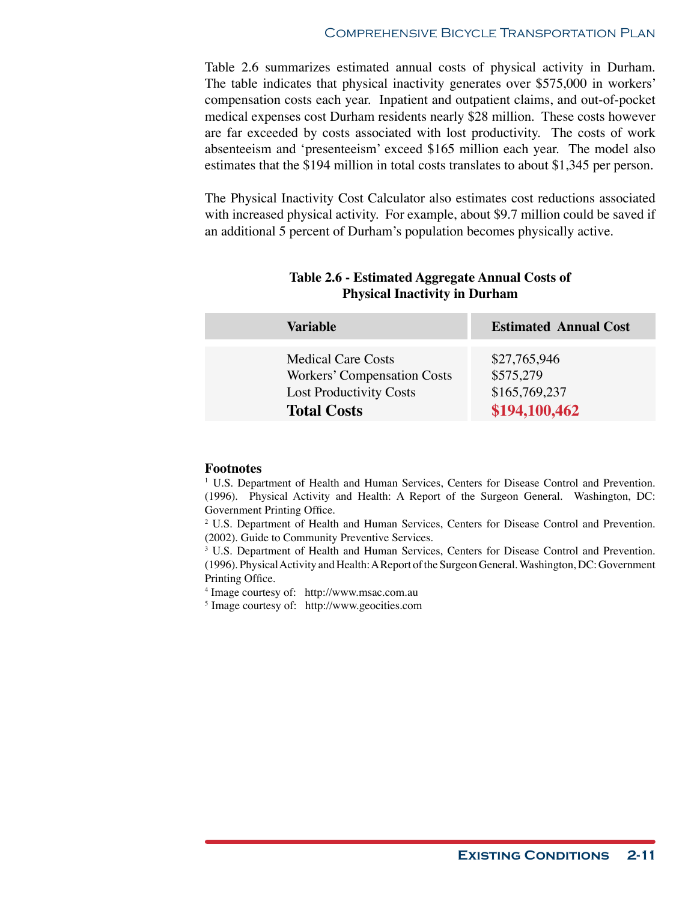Table 2.6 summarizes estimated annual costs of physical activity in Durham. The table indicates that physical inactivity generates over $575,000 in workers' compensation costs each year. Inpatient and outpatient claims, and out-of-pocket medical expenses cost Durham residents nearly $28 million. These costs however are far exceeded by costs associated with lost productivity. The costs of work absenteeism and 'presenteeism' exceed $165 million each year. The model also estimates that the $194 million in total costs translates to about $1,345 per person.

The Physical Inactivity Cost Calculator also estimates cost reductions associated with increased physical activity. For example, about $9.7 million could be saved if an additional 5 percent of Durham's population becomes physically active.

**Table 2.6 - Estimated Aggregate Annual Costs of Physical Inactivity in Durham**

| Variable | Estimated Annual Cost |
| --- | --- |
| Medical Care Costs | $27,765,946 |
| Workers' Compensation Costs | $575,279 |
| Lost Productivity Costs | $165,769,237 |
| **Total Costs** | **$194,100,462** |

**Footnotes**

[1] U.S. Department of Health and Human Services, Centers for Disease Control and Prevention. (1996). Physical Activity and Health: A Report of the Surgeon General. Washington, DC: Government Printing Office.

[2] U.S. Department of Health and Human Services, Centers for Disease Control and Prevention. (2002). Guide to Community Preventive Services.

[3] U.S. Department of Health and Human Services, Centers for Disease Control and Prevention. (1996). Physical Activity and Health: A Report of the Surgeon General. Washington, DC: Government Printing Office.

[4] Image courtesy of: http://www.msac.com.au

[5] Image courtesy of: http://www.geocities.com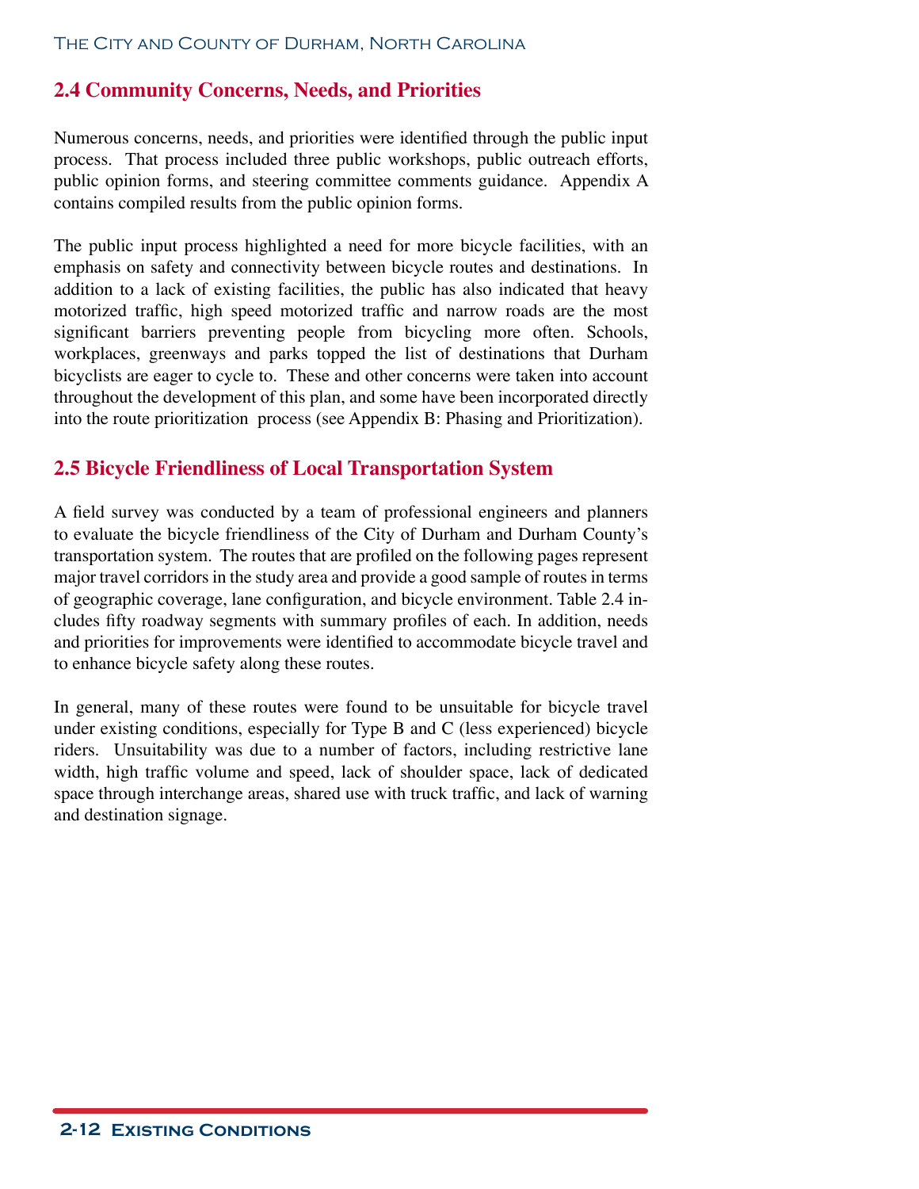## 2.4 Community Concerns, Needs, and Priorities

Numerous concerns, needs, and priorities were identified through the public input process. That process included three public workshops, public outreach efforts, public opinion forms, and steering committee comments guidance. Appendix A contains compiled results from the public opinion forms.

The public input process highlighted a need for more bicycle facilities, with an emphasis on safety and connectivity between bicycle routes and destinations. In addition to a lack of existing facilities, the public has also indicated that heavy motorized traffic, high speed motorized traffic and narrow roads are the most significant barriers preventing people from bicycling more often. Schools, workplaces, greenways and parks topped the list of destinations that Durham bicyclists are eager to cycle to. These and other concerns were taken into account throughout the development of this plan, and some have been incorporated directly into the route prioritization process (see Appendix B: Phasing and Prioritization).

## 2.5 Bicycle Friendliness of Local Transportation System

A field survey was conducted by a team of professional engineers and planners to evaluate the bicycle friendliness of the City of Durham and Durham County's transportation system. The routes that are profiled on the following pages represent major travel corridors in the study area and provide a good sample of routes in terms of geographic coverage, lane configuration, and bicycle environment. Table 2.4 includes fifty roadway segments with summary profiles of each. In addition, needs and priorities for improvements were identified to accommodate bicycle travel and to enhance bicycle safety along these routes.

In general, many of these routes were found to be unsuitable for bicycle travel under existing conditions, especially for Type B and C (less experienced) bicycle riders. Unsuitability was due to a number of factors, including restrictive lane width, high traffic volume and speed, lack of shoulder space, lack of dedicated space through interchange areas, shared use with truck traffic, and lack of warning and destination signage.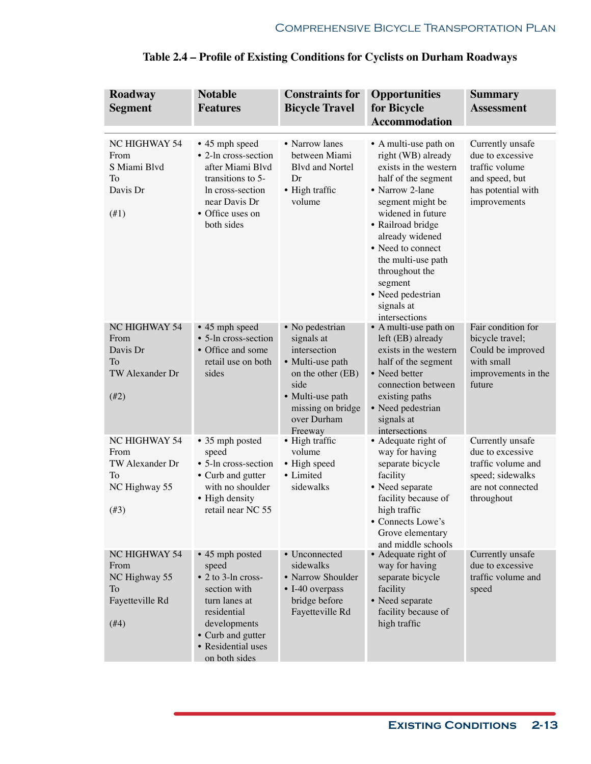**Table 2.4 – Profile of Existing Conditions for Cyclists on Durham Roadways**

| Roadway Segment | Notable Features | Constraints for Bicycle Travel | Opportunities for Bicycle Accommodation | Summary Assessment |
|---|---|---|---|---|
| NC HIGHWAY 54 From S Miami Blvd To Davis Dr (#1) | • 45 mph speed<br>• 2-ln cross-section after Miami Blvd transitions to 5-ln cross-section near Davis Dr<br>• Office uses on both sides | • Narrow lanes between Miami Blvd and Nortel Dr<br>• High traffic volume | • A multi-use path on right (WB) already exists in the western half of the segment<br>• Narrow 2-lane segment might be widened in future<br>• Railroad bridge already widened<br>• Need to connect the multi-use path throughout the segment<br>• Need pedestrian signals at intersections | Currently unsafe due to excessive traffic volume and speed, but has potential with improvements |
| NC HIGHWAY 54 From Davis Dr To TW Alexander Dr (#2) | • 45 mph speed<br>• 5-ln cross-section<br>• Office and some retail use on both sides | • No pedestrian signals at intersection<br>• Multi-use path on the other (EB) side<br>• Multi-use path missing on bridge over Durham Freeway | • A multi-use path on left (EB) already exists in the western half of the segment<br>• Need better connection between existing paths<br>• Need pedestrian signals at intersections | Fair condition for bicycle travel; Could be improved with small improvements in the future |
| NC HIGHWAY 54 From TW Alexander Dr To NC Highway 55 (#3) | • 35 mph posted speed<br>• 5-ln cross-section<br>• Curb and gutter with no shoulder<br>• High density retail near NC 55 | • High traffic volume<br>• High speed<br>• Limited sidewalks | • Adequate right of way for having separate bicycle facility<br>• Need separate facility because of high traffic<br>• Connects Lowe's Grove elementary and middle schools | Currently unsafe due to excessive traffic volume and speed; sidewalks are not connected throughout |
| NC HIGHWAY 54 From NC Highway 55 To Fayetteville Rd (#4) | • 45 mph posted speed<br>• 2 to 3-ln cross-section with turn lanes at residential developments<br>• Curb and gutter<br>• Residential uses on both sides | • Unconnected sidewalks<br>• Narrow Shoulder<br>• I-40 overpass bridge before Fayetteville Rd | • Adequate right of way for having separate bicycle facility<br>• Need separate facility because of high traffic | Currently unsafe due to excessive traffic volume and speed |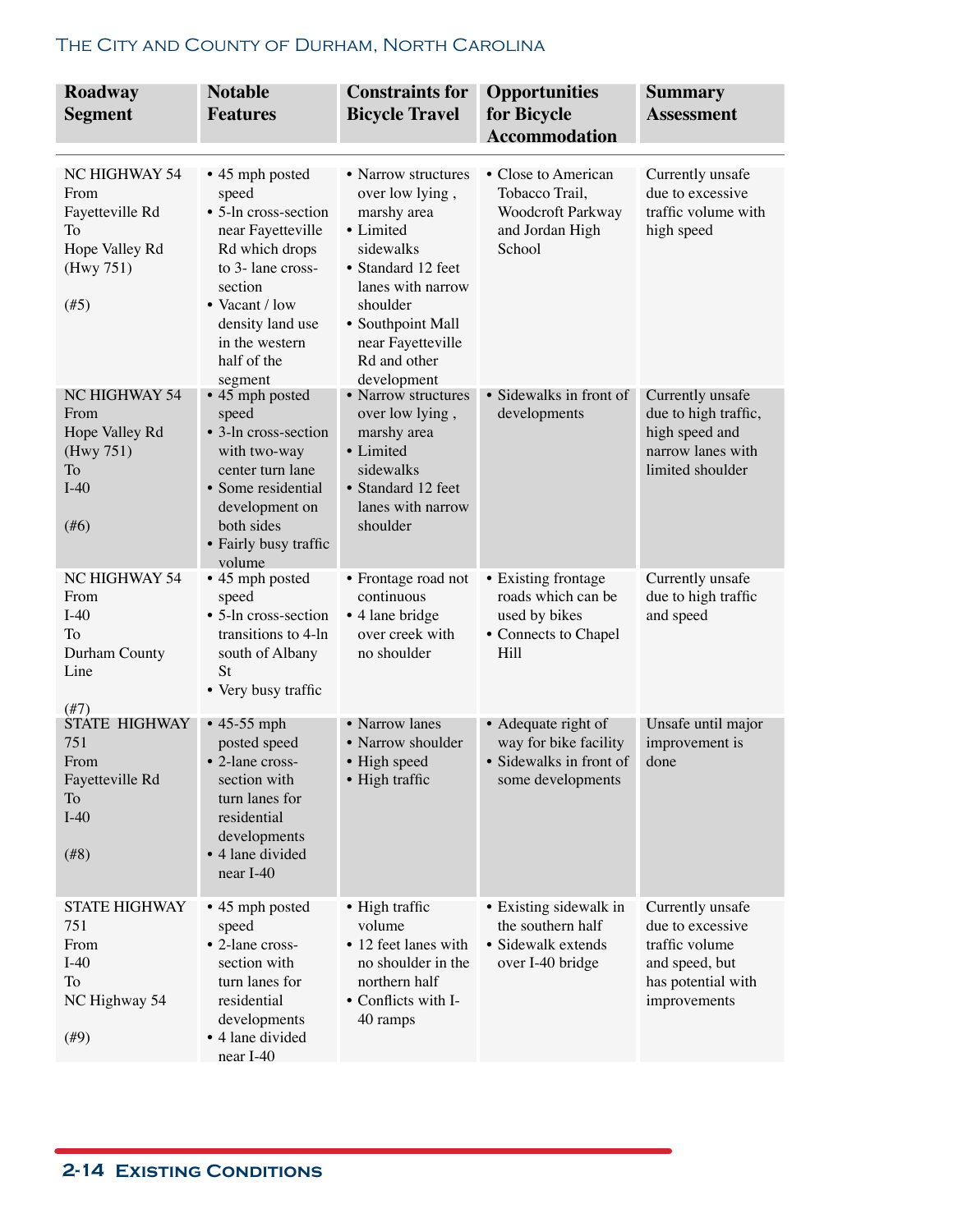| Roadway Segment | Notable Features | Constraints for Bicycle Travel | Opportunities for Bicycle Accommodation | Summary Assessment |
|---|---|---|---|---|
| NC HIGHWAY 54 From Fayetteville Rd To Hope Valley Rd (Hwy 751) (#5) | • 45 mph posted speed<br>• 5-ln cross-section near Fayetteville Rd which drops to 3- lane cross-section<br>• Vacant / low density land use in the western half of the segment | • Narrow structures over low lying , marshy area<br>• Limited sidewalks<br>• Standard 12 feet lanes with narrow shoulder<br>• Southpoint Mall near Fayetteville Rd and other development | • Close to American Tobacco Trail, Woodcroft Parkway and Jordan High School | Currently unsafe due to excessive traffic volume with high speed |
| NC HIGHWAY 54 From Hope Valley Rd (Hwy 751) To I-40 (#6) | • 45 mph posted speed<br>• 3-ln cross-section with two-way center turn lane<br>• Some residential development on both sides<br>• Fairly busy traffic volume | • Narrow structures over low lying , marshy area<br>• Limited sidewalks<br>• Standard 12 feet lanes with narrow shoulder | • Sidewalks in front of developments | Currently unsafe due to high traffic, high speed and narrow lanes with limited shoulder |
| NC HIGHWAY 54 From I-40 To Durham County Line (#7) | • 45 mph posted speed<br>• 5-ln cross-section transitions to 4-ln south of Albany St<br>• Very busy traffic | • Frontage road not continuous<br>• 4 lane bridge over creek with no shoulder | • Existing frontage roads which can be used by bikes<br>• Connects to Chapel Hill | Currently unsafe due to high traffic and speed |
| STATE HIGHWAY 751 From Fayetteville Rd To I-40 (#8) | • 45-55 mph posted speed<br>• 2-lane cross-section with turn lanes for residential developments<br>• 4 lane divided near I-40 | • Narrow lanes<br>• Narrow shoulder<br>• High speed<br>• High traffic | • Adequate right of way for bike facility<br>• Sidewalks in front of some developments | Unsafe until major improvement is done |
| STATE HIGHWAY 751 From I-40 To NC Highway 54 (#9) | • 45 mph posted speed<br>• 2-lane cross-section with turn lanes for residential developments<br>• 4 lane divided near I-40 | • High traffic volume<br>• 12 feet lanes with no shoulder in the northern half<br>• Conflicts with I-40 ramps | • Existing sidewalk in the southern half<br>• Sidewalk extends over I-40 bridge | Currently unsafe due to excessive traffic volume and speed, but has potential with improvements |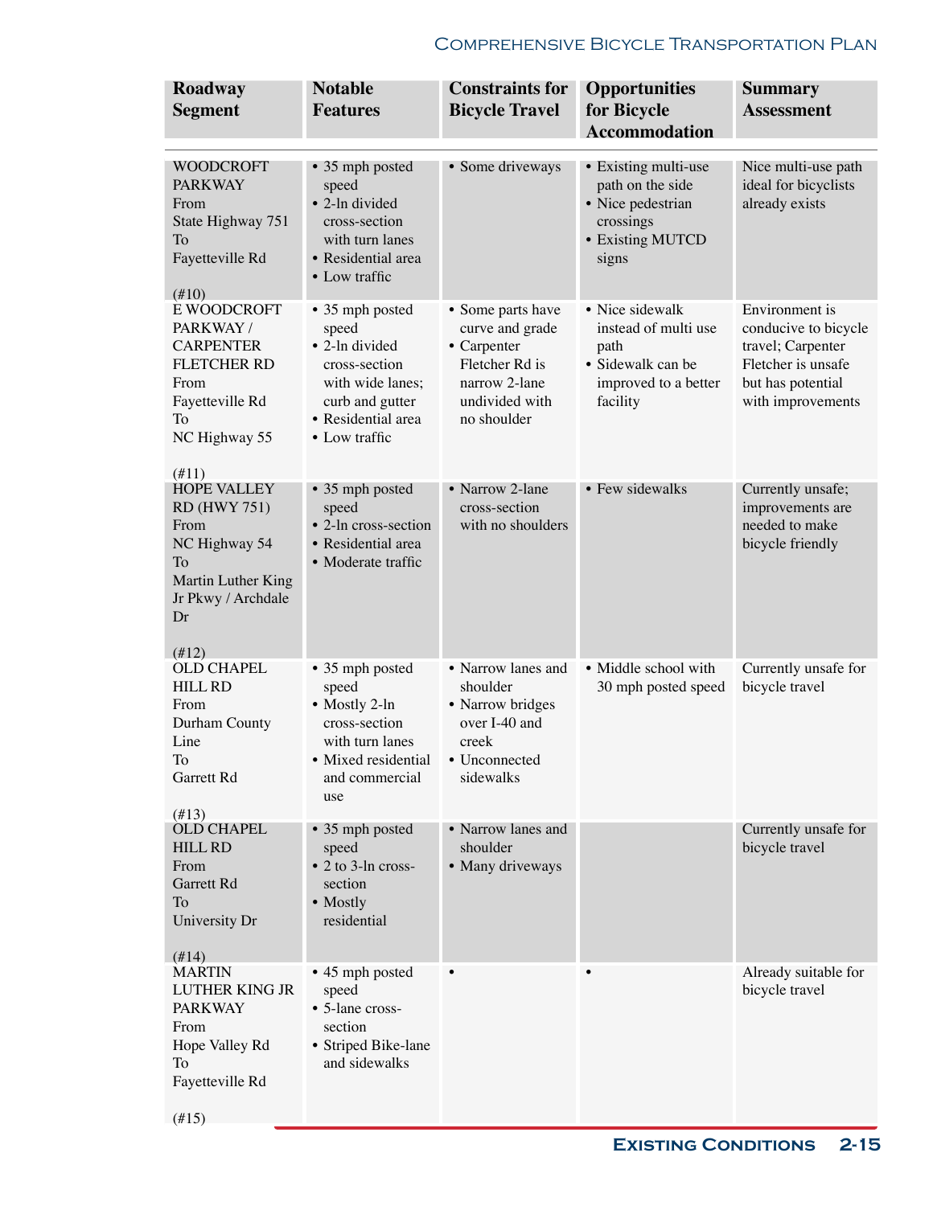| Roadway Segment | Notable Features | Constraints for Bicycle Travel | Opportunities for Bicycle Accommodation | Summary Assessment |
|---|---|---|---|---|
| WOODCROFT PARKWAY From State Highway 751 To Fayetteville Rd (#10) | • 35 mph posted speed • 2-ln divided cross-section with turn lanes • Residential area • Low traffic | • Some driveways | • Existing multi-use path on the side • Nice pedestrian crossings • Existing MUTCD signs | Nice multi-use path ideal for bicyclists already exists |
| E WOODCROFT PARKWAY / CARPENTER FLETCHER RD From Fayetteville Rd To NC Highway 55 (#11) | • 35 mph posted speed • 2-ln divided cross-section with wide lanes; curb and gutter • Residential area • Low traffic | • Some parts have curve and grade • Carpenter Fletcher Rd is narrow 2-lane undivided with no shoulder | • Nice sidewalk instead of multi use path • Sidewalk can be improved to a better facility | Environment is conducive to bicycle travel; Carpenter Fletcher is unsafe but has potential with improvements |
| HOPE VALLEY RD (HWY 751) From NC Highway 54 To Martin Luther King Jr Pkwy / Archdale Dr (#12) | • 35 mph posted speed • 2-ln cross-section • Residential area • Moderate traffic | • Narrow 2-lane cross-section with no shoulders | • Few sidewalks | Currently unsafe; improvements are needed to make bicycle friendly |
| OLD CHAPEL HILL RD From Durham County Line To Garrett Rd (#13) | • 35 mph posted speed • Mostly 2-ln cross-section with turn lanes • Mixed residential and commercial use | • Narrow lanes and shoulder • Narrow bridges over I-40 and creek • Unconnected sidewalks | • Middle school with 30 mph posted speed | Currently unsafe for bicycle travel |
| OLD CHAPEL HILL RD From Garrett Rd To University Dr (#14) | • 35 mph posted speed • 2 to 3-ln cross-section • Mostly residential | • Narrow lanes and shoulder • Many driveways | | Currently unsafe for bicycle travel |
| MARTIN LUTHER KING JR PARKWAY From Hope Valley Rd To Fayetteville Rd (#15) | • 45 mph posted speed • 5-lane cross-section • Striped Bike-lane and sidewalks | • | • | Already suitable for bicycle travel |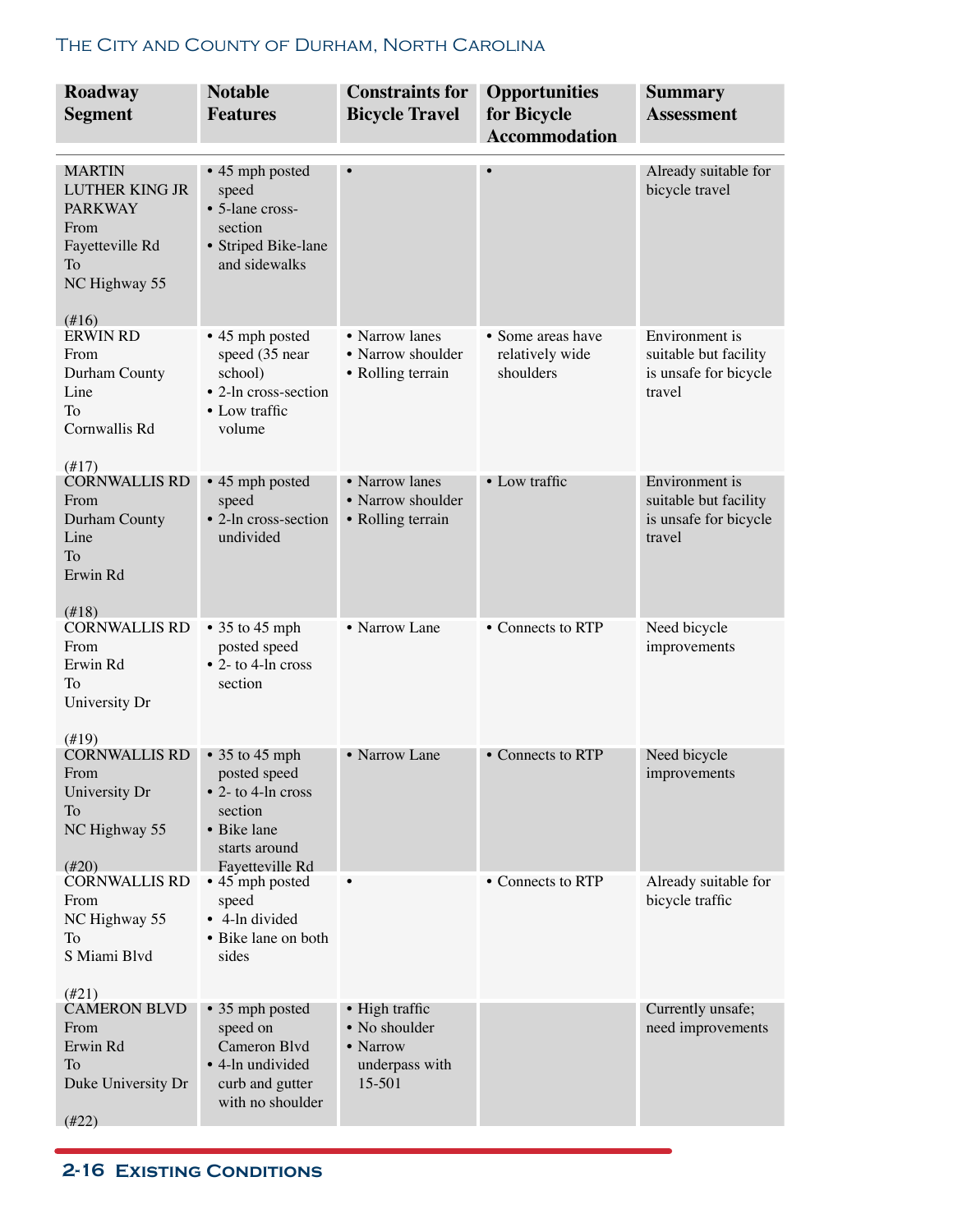| Roadway Segment | Notable Features | Constraints for Bicycle Travel | Opportunities for Bicycle Accommodation | Summary Assessment |
|---|---|---|---|---|
| MARTIN LUTHER KING JR PARKWAY From Fayetteville Rd To NC Highway 55 (#16) | • 45 mph posted speed • 5-lane cross-section • Striped Bike-lane and sidewalks | • | • | Already suitable for bicycle travel |
| ERWIN RD From Durham County Line To Cornwallis Rd (#17) | • 45 mph posted speed (35 near school) • 2-ln cross-section • Low traffic volume | • Narrow lanes • Narrow shoulder • Rolling terrain | • Some areas have relatively wide shoulders | Environment is suitable but facility is unsafe for bicycle travel |
| CORNWALLIS RD From Durham County Line To Erwin Rd (#18) | • 45 mph posted speed • 2-ln cross-section undivided | • Narrow lanes • Narrow shoulder • Rolling terrain | • Low traffic | Environment is suitable but facility is unsafe for bicycle travel |
| CORNWALLIS RD From Erwin Rd To University Dr (#19) | • 35 to 45 mph posted speed • 2- to 4-ln cross section | • Narrow Lane | • Connects to RTP | Need bicycle improvements |
| CORNWALLIS RD From University Dr To NC Highway 55 (#20) | • 35 to 45 mph posted speed • 2- to 4-ln cross section • Bike lane starts around Fayetteville Rd | • Narrow Lane | • Connects to RTP | Need bicycle improvements |
| CORNWALLIS RD From NC Highway 55 To S Miami Blvd (#21) | • 45 mph posted speed • 4-ln divided • Bike lane on both sides | • | • Connects to RTP | Already suitable for bicycle traffic |
| CAMERON BLVD From Erwin Rd To Duke University Dr (#22) | • 35 mph posted speed on Cameron Blvd • 4-ln undivided curb and gutter with no shoulder | • High traffic • No shoulder • Narrow underpass with 15-501 | | Currently unsafe; need improvements |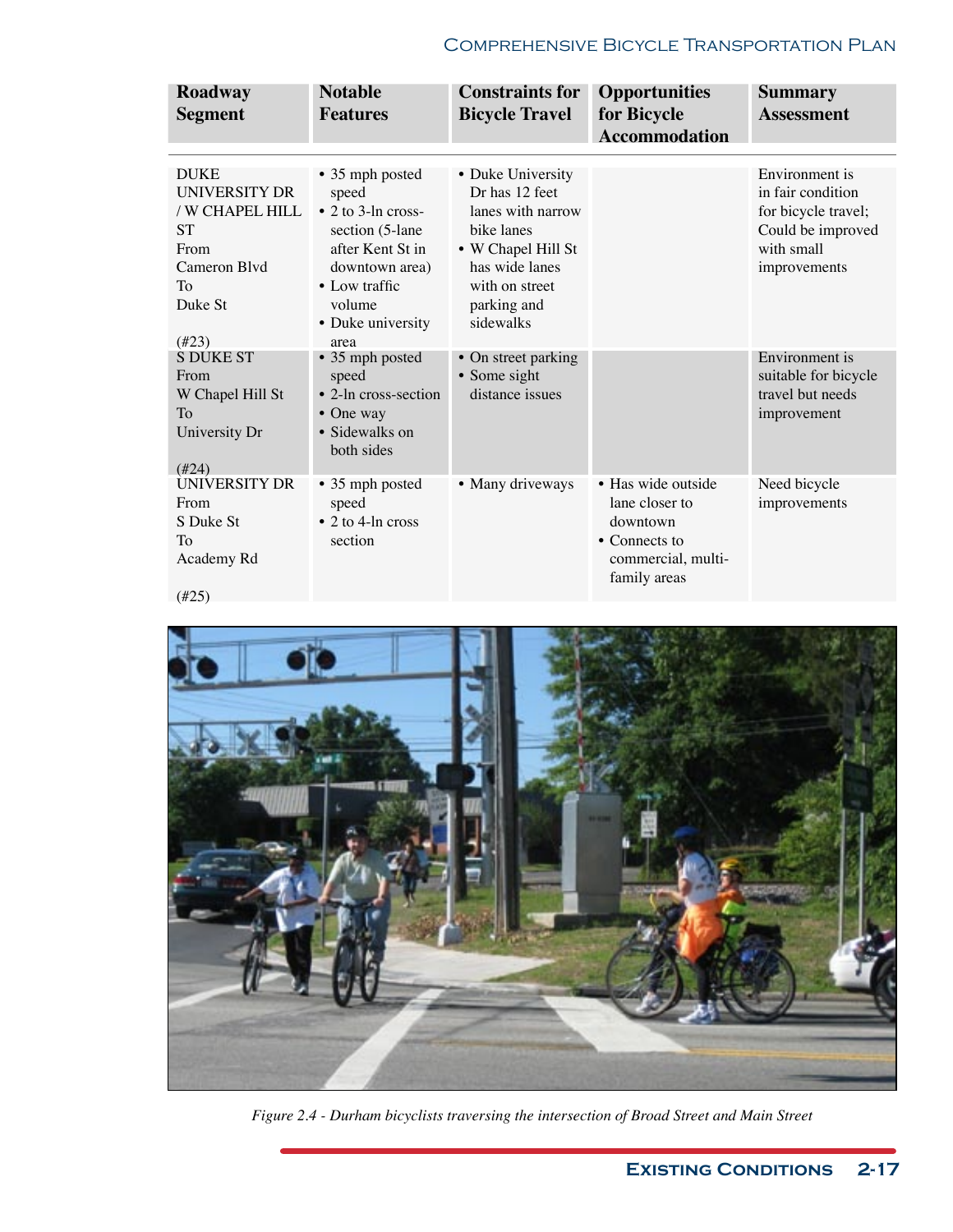| Roadway Segment | Notable Features | Constraints for Bicycle Travel | Opportunities for Bicycle Accommodation | Summary Assessment |
|---|---|---|---|---|
| DUKE UNIVERSITY DR / W CHAPEL HILL ST From Cameron Blvd To Duke St (#23) | • 35 mph posted speed • 2 to 3-ln cross-section (5-lane after Kent St in downtown area) • Low traffic volume • Duke university area | • Duke University Dr has 12 feet lanes with narrow bike lanes • W Chapel Hill St has wide lanes with on street parking and sidewalks | | Environment is in fair condition for bicycle travel; Could be improved with small improvements |
| S DUKE ST From W Chapel Hill St To University Dr (#24) | • 35 mph posted speed • 2-ln cross-section • One way • Sidewalks on both sides | • On street parking • Some sight distance issues | | Environment is suitable for bicycle travel but needs improvement |
| UNIVERSITY DR From S Duke St To Academy Rd (#25) | • 35 mph posted speed • 2 to 4-ln cross section | • Many driveways | • Has wide outside lane closer to downtown • Connects to commercial, multi-family areas | Need bicycle improvements |

*Figure 2.4 - Durham bicyclists traversing the intersection of Broad Street and Main Street*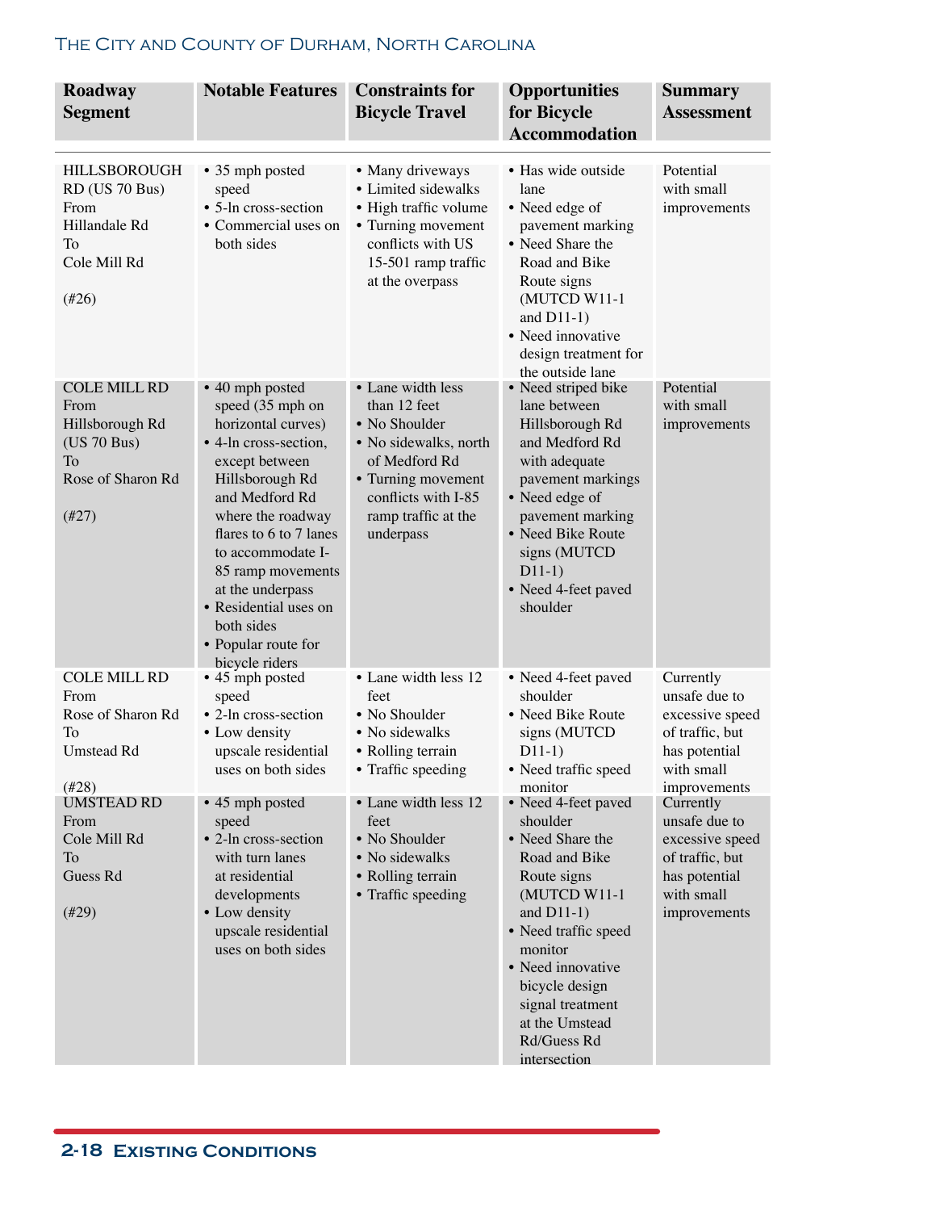| Roadway Segment | Notable Features | Constraints for Bicycle Travel | Opportunities for Bicycle Accommodation | Summary Assessment |
|---|---|---|---|---|
| HILLSBOROUGH RD (US 70 Bus) From Hillandale Rd To Cole Mill Rd (#26) | • 35 mph posted speed<br>• 5-ln cross-section<br>• Commercial uses on both sides | • Many driveways<br>• Limited sidewalks<br>• High traffic volume<br>• Turning movement conflicts with US 15-501 ramp traffic at the overpass | • Has wide outside lane<br>• Need edge of pavement marking<br>• Need Share the Road and Bike Route signs (MUTCD W11-1 and D11-1)<br>• Need innovative design treatment for the outside lane | Potential with small improvements |
| COLE MILL RD From Hillsborough Rd (US 70 Bus) To Rose of Sharon Rd (#27) | • 40 mph posted speed (35 mph on horizontal curves)<br>• 4-ln cross-section, except between Hillsborough Rd and Medford Rd where the roadway flares to 6 to 7 lanes to accommodate I-85 ramp movements at the underpass<br>• Residential uses on both sides<br>• Popular route for bicycle riders | • Lane width less than 12 feet<br>• No Shoulder<br>• No sidewalks, north of Medford Rd<br>• Turning movement conflicts with I-85 ramp traffic at the underpass | • Need striped bike lane between Hillsborough Rd and Medford Rd with adequate pavement markings<br>• Need edge of pavement marking<br>• Need Bike Route signs (MUTCD D11-1)<br>• Need 4-feet paved shoulder | Potential with small improvements |
| COLE MILL RD From Rose of Sharon Rd To Umstead Rd (#28) | • 45 mph posted speed<br>• 2-ln cross-section<br>• Low density upscale residential uses on both sides | • Lane width less 12 feet<br>• No Shoulder<br>• No sidewalks<br>• Rolling terrain<br>• Traffic speeding | • Need 4-feet paved shoulder<br>• Need Bike Route signs (MUTCD D11-1)<br>• Need traffic speed monitor | Currently unsafe due to excessive speed of traffic, but has potential with small improvements |
| UMSTEAD RD From Cole Mill Rd To Guess Rd (#29) | • 45 mph posted speed<br>• 2-ln cross-section with turn lanes at residential developments<br>• Low density upscale residential uses on both sides | • Lane width less 12 feet<br>• No Shoulder<br>• No sidewalks<br>• Rolling terrain<br>• Traffic speeding | • Need 4-feet paved shoulder<br>• Need Share the Road and Bike Route signs (MUTCD W11-1 and D11-1)<br>• Need traffic speed monitor<br>• Need innovative bicycle design signal treatment at the Umstead Rd/Guess Rd intersection | Currently unsafe due to excessive speed of traffic, but has potential with small improvements |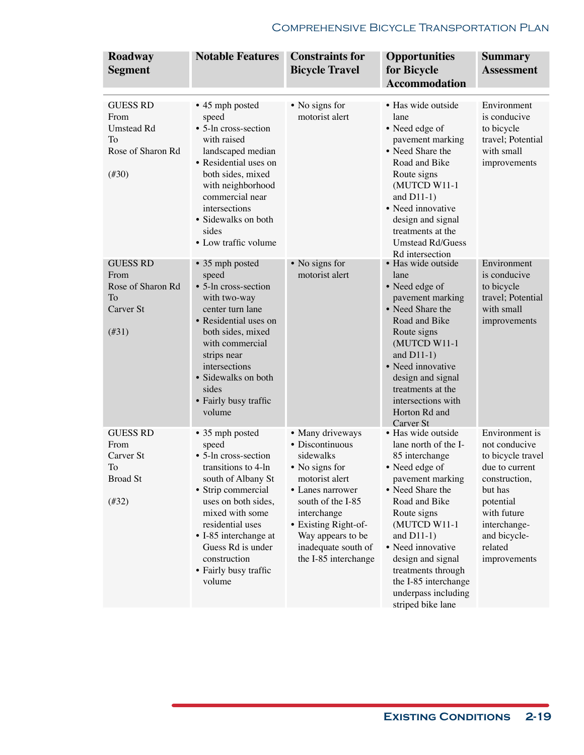| Roadway Segment | Notable Features | Constraints for Bicycle Travel | Opportunities for Bicycle Accommodation | Summary Assessment |
|---|---|---|---|---|
| GUESS RD From Umstead Rd To Rose of Sharon Rd (#30) | • 45 mph posted speed • 5-ln cross-section with raised landscaped median • Residential uses on both sides, mixed with neighborhood commercial near intersections • Sidewalks on both sides • Low traffic volume | • No signs for motorist alert | • Has wide outside lane • Need edge of pavement marking • Need Share the Road and Bike Route signs (MUTCD W11-1 and D11-1) • Need innovative design and signal treatments at the Umstead Rd/Guess Rd intersection | Environment is conducive to bicycle travel; Potential with small improvements |
| GUESS RD From Rose of Sharon Rd To Carver St (#31) | • 35 mph posted speed • 5-ln cross-section with two-way center turn lane • Residential uses on both sides, mixed with commercial strips near intersections • Sidewalks on both sides • Fairly busy traffic volume | • No signs for motorist alert | • Has wide outside lane • Need edge of pavement marking • Need Share the Road and Bike Route signs (MUTCD W11-1 and D11-1) • Need innovative design and signal treatments at the intersections with Horton Rd and Carver St | Environment is conducive to bicycle travel; Potential with small improvements |
| GUESS RD From Carver St To Broad St (#32) | • 35 mph posted speed • 5-ln cross-section transitions to 4-ln south of Albany St • Strip commercial uses on both sides, mixed with some residential uses • I-85 interchange at Guess Rd is under construction • Fairly busy traffic volume | • Many driveways • Discontinuous sidewalks • No signs for motorist alert • Lanes narrower south of the I-85 interchange • Existing Right-of-Way appears to be inadequate south of the I-85 interchange | • Has wide outside lane north of the I-85 interchange • Need edge of pavement marking • Need Share the Road and Bike Route signs (MUTCD W11-1 and D11-1) • Need innovative design and signal treatments through the I-85 interchange underpass including striped bike lane | Environment is not conducive to bicycle travel due to current construction, but has potential with future interchange- and bicycle-related improvements |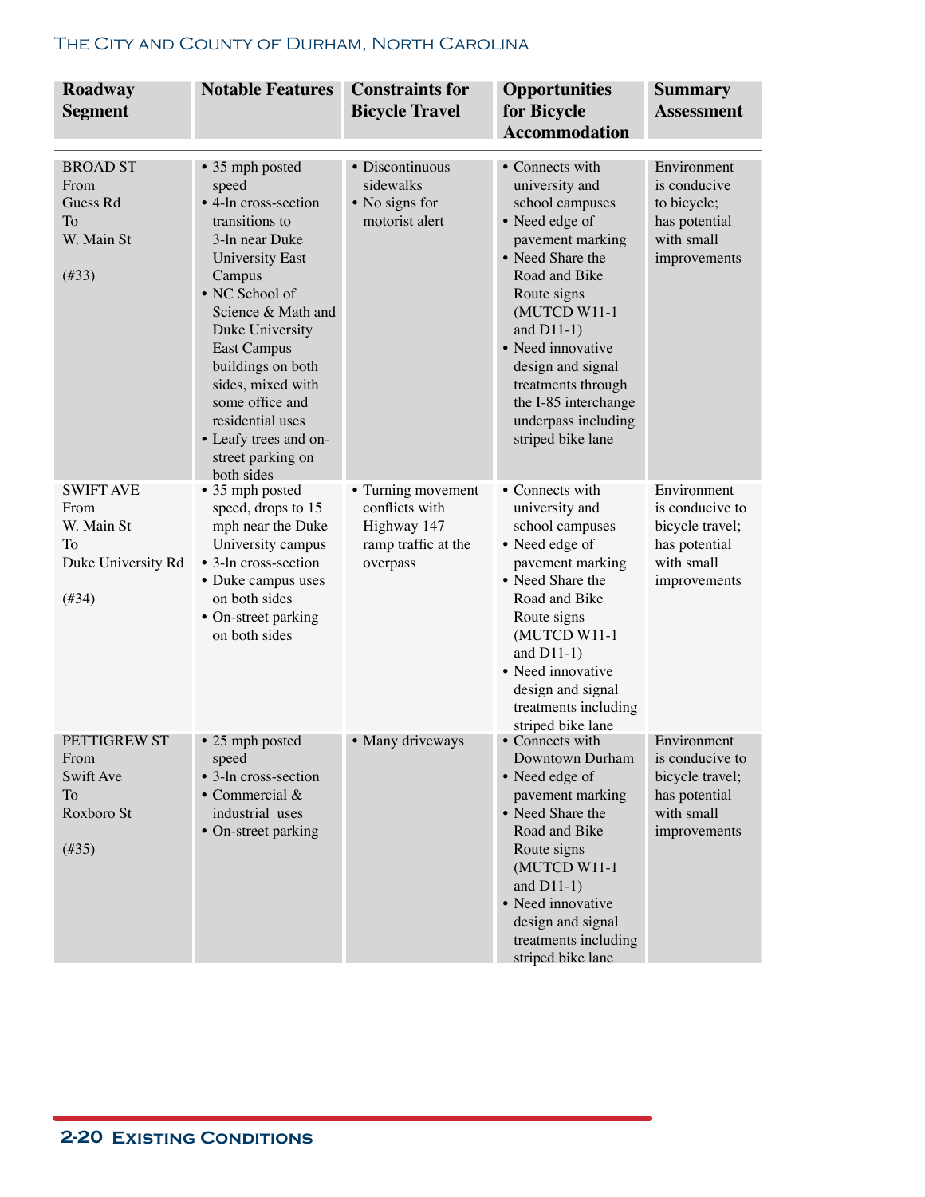| Roadway Segment | Notable Features | Constraints for Bicycle Travel | Opportunities for Bicycle Accommodation | Summary Assessment |
|---|---|---|---|---|
| BROAD ST<br>From<br>Guess Rd<br>To<br>W. Main St<br><br>(#33) | • 35 mph posted speed<br>• 4-ln cross-section transitions to 3-ln near Duke University East Campus<br>• NC School of Science & Math and Duke University East Campus buildings on both sides, mixed with some office and residential uses<br>• Leafy trees and on-street parking on both sides | • Discontinuous sidewalks<br>• No signs for motorist alert | • Connects with university and school campuses<br>• Need edge of pavement marking<br>• Need Share the Road and Bike Route signs (MUTCD W11-1 and D11-1)<br>• Need innovative design and signal treatments through the I-85 interchange underpass including striped bike lane | Environment is conducive to bicycle; has potential with small improvements |
| SWIFT AVE<br>From<br>W. Main St<br>To<br>Duke University Rd<br><br>(#34) | • 35 mph posted speed, drops to 15 mph near the Duke University campus<br>• 3-ln cross-section<br>• Duke campus uses on both sides<br>• On-street parking on both sides | • Turning movement conflicts with Highway 147 ramp traffic at the overpass | • Connects with university and school campuses<br>• Need edge of pavement marking<br>• Need Share the Road and Bike Route signs (MUTCD W11-1 and D11-1)<br>• Need innovative design and signal treatments including striped bike lane | Environment is conducive to bicycle travel; has potential with small improvements |
| PETTIGREW ST<br>From<br>Swift Ave<br>To<br>Roxboro St<br><br>(#35) | • 25 mph posted speed<br>• 3-ln cross-section<br>• Commercial & industrial uses<br>• On-street parking | • Many driveways | • Connects with Downtown Durham<br>• Need edge of pavement marking<br>• Need Share the Road and Bike Route signs (MUTCD W11-1 and D11-1)<br>• Need innovative design and signal treatments including striped bike lane | Environment is conducive to bicycle travel; has potential with small improvements |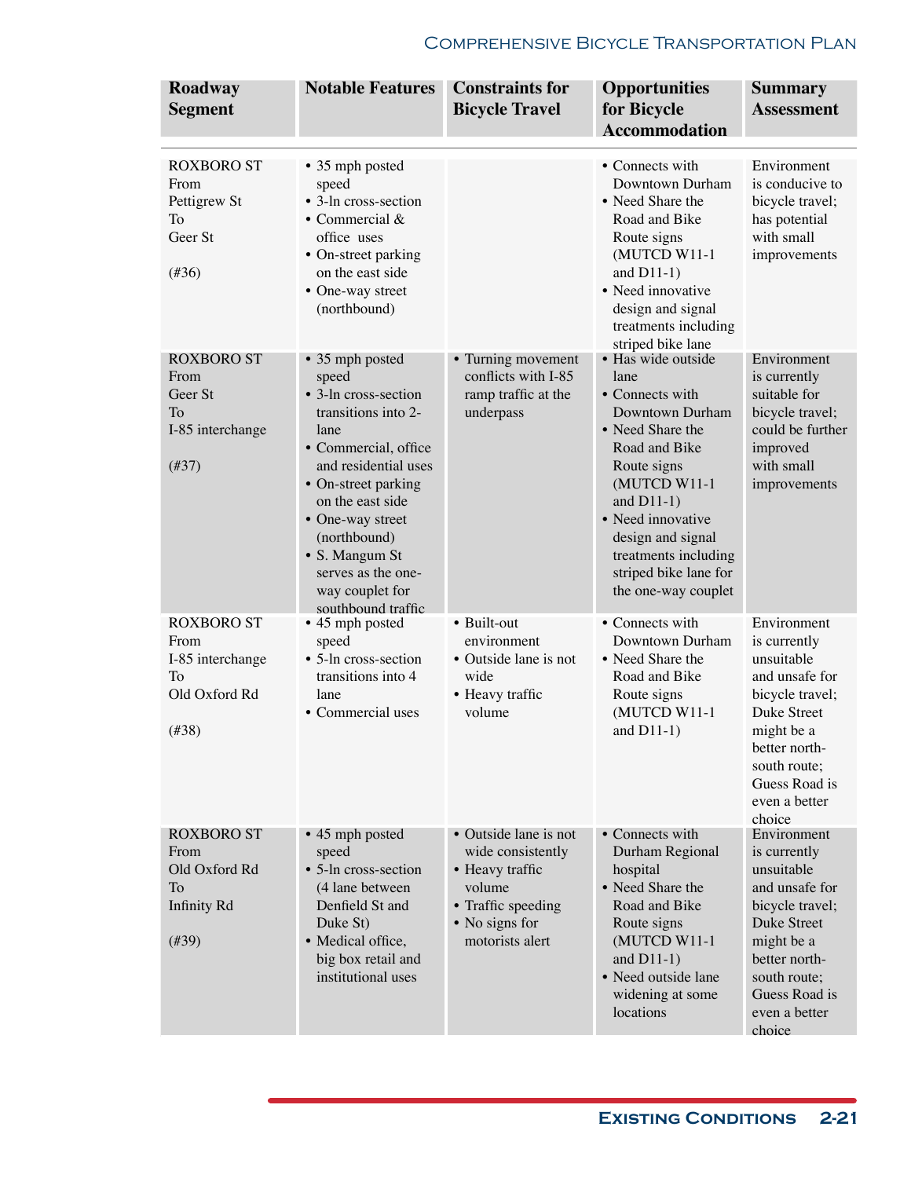| Roadway Segment | Notable Features | Constraints for Bicycle Travel | Opportunities for Bicycle Accommodation | Summary Assessment |
|---|---|---|---|---|
| ROXBORO ST From Pettigrew St To Geer St (#36) | • 35 mph posted speed<br>• 3-ln cross-section<br>• Commercial & office uses<br>• On-street parking on the east side<br>• One-way street (northbound) | | • Connects with Downtown Durham<br>• Need Share the Road and Bike Route signs (MUTCD W11-1 and D11-1)<br>• Need innovative design and signal treatments including striped bike lane | Environment is conducive to bicycle travel; has potential with small improvements |
| ROXBORO ST From Geer St To I-85 interchange (#37) | • 35 mph posted speed<br>• 3-ln cross-section transitions into 2-lane<br>• Commercial, office and residential uses<br>• On-street parking on the east side<br>• One-way street (northbound)<br>• S. Mangum St serves as the one-way couplet for southbound traffic | • Turning movement conflicts with I-85 ramp traffic at the underpass | • Has wide outside lane<br>• Connects with Downtown Durham<br>• Need Share the Road and Bike Route signs (MUTCD W11-1 and D11-1)<br>• Need innovative design and signal treatments including striped bike lane for the one-way couplet | Environment is currently suitable for bicycle travel; could be further improved with small improvements |
| ROXBORO ST From I-85 interchange To Old Oxford Rd (#38) | • 45 mph posted speed<br>• 5-ln cross-section transitions into 4 lane<br>• Commercial uses | • Built-out environment<br>• Outside lane is not wide<br>• Heavy traffic volume | • Connects with Downtown Durham<br>• Need Share the Road and Bike Route signs (MUTCD W11-1 and D11-1) | Environment is currently unsuitable and unsafe for bicycle travel; Duke Street might be a better north-south route; Guess Road is even a better choice |
| ROXBORO ST From Old Oxford Rd To Infinity Rd (#39) | • 45 mph posted speed<br>• 5-ln cross-section (4 lane between Denfield St and Duke St)<br>• Medical office, big box retail and institutional uses | • Outside lane is not wide consistently<br>• Heavy traffic volume<br>• Traffic speeding<br>• No signs for motorists alert | • Connects with Durham Regional hospital<br>• Need Share the Road and Bike Route signs (MUTCD W11-1 and D11-1)<br>• Need outside lane widening at some locations | Environment is currently unsuitable and unsafe for bicycle travel; Duke Street might be a better north-south route; Guess Road is even a better choice |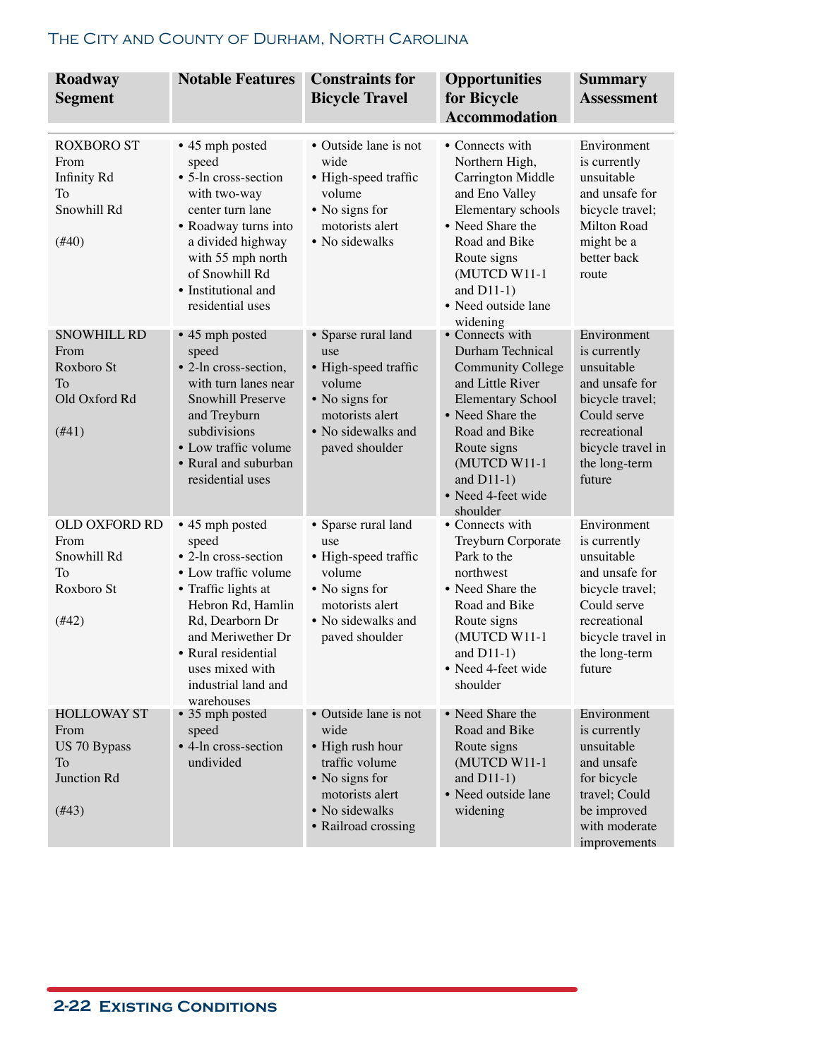| Roadway Segment | Notable Features | Constraints for Bicycle Travel | Opportunities for Bicycle Accommodation | Summary Assessment |
|---|---|---|---|---|
| ROXBORO ST<br>From<br>Infinity Rd<br>To<br>Snowhill Rd<br><br>(#40) | • 45 mph posted speed<br>• 5-ln cross-section with two-way center turn lane<br>• Roadway turns into a divided highway with 55 mph north of Snowhill Rd<br>• Institutional and residential uses | • Outside lane is not wide<br>• High-speed traffic volume<br>• No signs for motorists alert<br>• No sidewalks | • Connects with Northern High, Carrington Middle and Eno Valley Elementary schools<br>• Need Share the Road and Bike Route signs (MUTCD W11-1 and D11-1)<br>• Need outside lane widening | Environment is currently unsuitable and unsafe for bicycle travel; Milton Road might be a better back route |
| SNOWHILL RD<br>From<br>Roxboro St<br>To<br>Old Oxford Rd<br><br>(#41) | • 45 mph posted speed<br>• 2-ln cross-section, with turn lanes near Snowhill Preserve and Treyburn subdivisions<br>• Low traffic volume<br>• Rural and suburban residential uses | • Sparse rural land use<br>• High-speed traffic volume<br>• No signs for motorists alert<br>• No sidewalks and paved shoulder | • Connects with Durham Technical Community College and Little River Elementary School<br>• Need Share the Road and Bike Route signs (MUTCD W11-1 and D11-1)<br>• Need 4-feet wide shoulder | Environment is currently unsuitable and unsafe for bicycle travel; Could serve recreational bicycle travel in the long-term future |
| OLD OXFORD RD<br>From<br>Snowhill Rd<br>To<br>Roxboro St<br><br>(#42) | • 45 mph posted speed<br>• 2-ln cross-section<br>• Low traffic volume<br>• Traffic lights at Hebron Rd, Hamlin Rd, Dearborn Dr and Meriwether Dr<br>• Rural residential uses mixed with industrial land and warehouses | • Sparse rural land use<br>• High-speed traffic volume<br>• No signs for motorists alert<br>• No sidewalks and paved shoulder | • Connects with Treyburn Corporate Park to the northwest<br>• Need Share the Road and Bike Route signs (MUTCD W11-1 and D11-1)<br>• Need 4-feet wide shoulder | Environment is currently unsuitable and unsafe for bicycle travel; Could serve recreational bicycle travel in the long-term future |
| HOLLOWAY ST<br>From<br>US 70 Bypass<br>To<br>Junction Rd<br><br>(#43) | • 35 mph posted speed<br>• 4-ln cross-section undivided | • Outside lane is not wide<br>• High rush hour traffic volume<br>• No signs for motorists alert<br>• No sidewalks<br>• Railroad crossing | • Need Share the Road and Bike Route signs (MUTCD W11-1 and D11-1)<br>• Need outside lane widening | Environment is currently unsuitable and unsafe for bicycle travel; Could be improved with moderate improvements |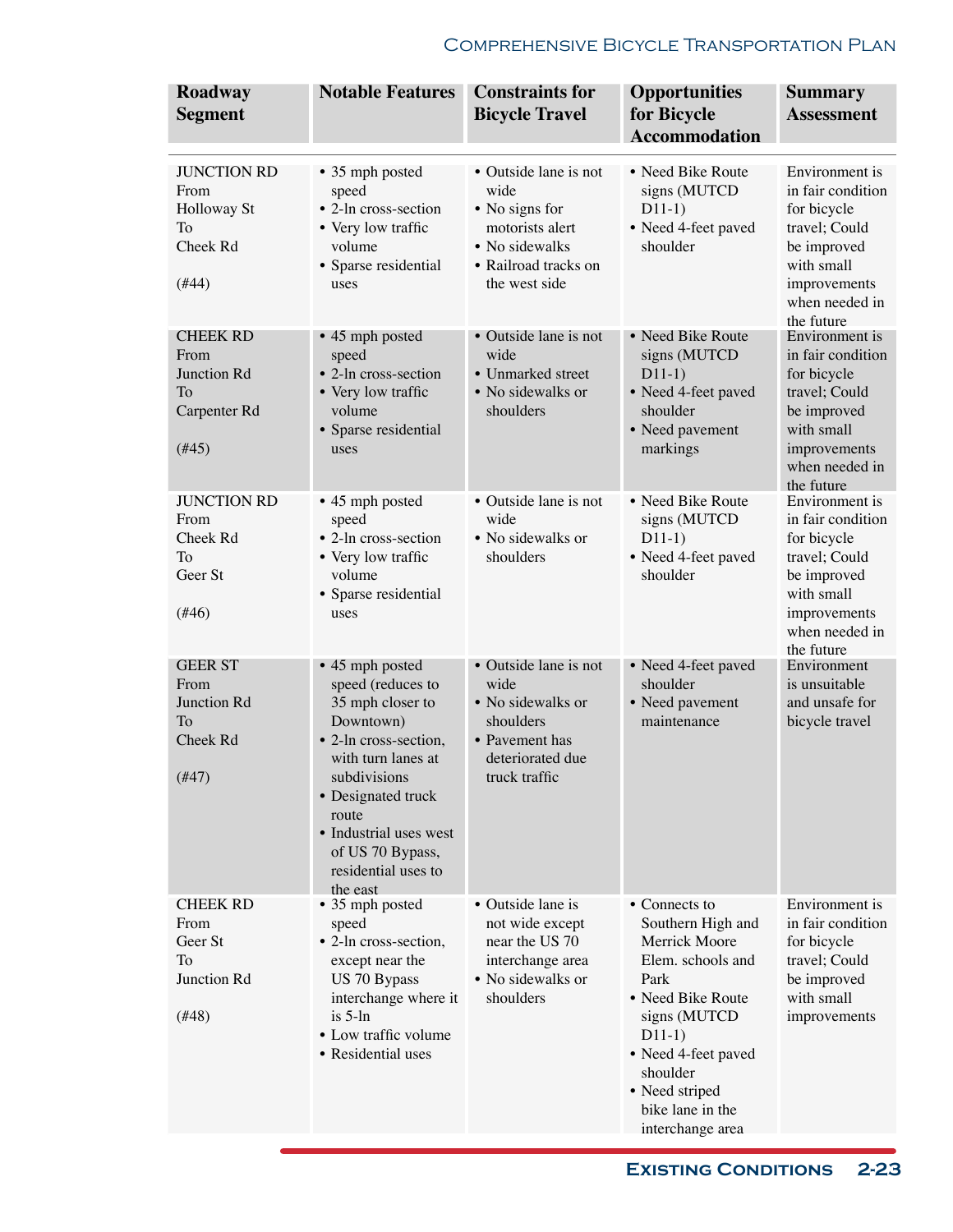| Roadway Segment | Notable Features | Constraints for Bicycle Travel | Opportunities for Bicycle Accommodation | Summary Assessment |
|---|---|---|---|---|
| JUNCTION RD From Holloway St To Cheek Rd (#44) | • 35 mph posted speed • 2-ln cross-section • Very low traffic volume • Sparse residential uses | • Outside lane is not wide • No signs for motorists alert • No sidewalks • Railroad tracks on the west side | • Need Bike Route signs (MUTCD D11-1) • Need 4-feet paved shoulder | Environment is in fair condition for bicycle travel; Could be improved with small improvements when needed in the future |
| CHEEK RD From Junction Rd To Carpenter Rd (#45) | • 45 mph posted speed • 2-ln cross-section • Very low traffic volume • Sparse residential uses | • Outside lane is not wide • Unmarked street • No sidewalks or shoulders | • Need Bike Route signs (MUTCD D11-1) • Need 4-feet paved shoulder • Need pavement markings | Environment is in fair condition for bicycle travel; Could be improved with small improvements when needed in the future |
| JUNCTION RD From Cheek Rd To Geer St (#46) | • 45 mph posted speed • 2-ln cross-section • Very low traffic volume • Sparse residential uses | • Outside lane is not wide • No sidewalks or shoulders | • Need Bike Route signs (MUTCD D11-1) • Need 4-feet paved shoulder | Environment is in fair condition for bicycle travel; Could be improved with small improvements when needed in the future |
| GEER ST From Junction Rd To Cheek Rd (#47) | • 45 mph posted speed (reduces to 35 mph closer to Downtown) • 2-ln cross-section, with turn lanes at subdivisions • Designated truck route • Industrial uses west of US 70 Bypass, residential uses to the east | • Outside lane is not wide • No sidewalks or shoulders • Pavement has deteriorated due truck traffic | • Need 4-feet paved shoulder • Need pavement maintenance | Environment is unsuitable and unsafe for bicycle travel |
| CHEEK RD From Geer St To Junction Rd (#48) | • 35 mph posted speed • 2-ln cross-section, except near the US 70 Bypass interchange where it is 5-ln • Low traffic volume • Residential uses | • Outside lane is not wide except near the US 70 interchange area • No sidewalks or shoulders | • Connects to Southern High and Merrick Moore Elem. schools and Park • Need Bike Route signs (MUTCD D11-1) • Need 4-feet paved shoulder • Need striped bike lane in the interchange area | Environment is in fair condition for bicycle travel; Could be improved with small improvements |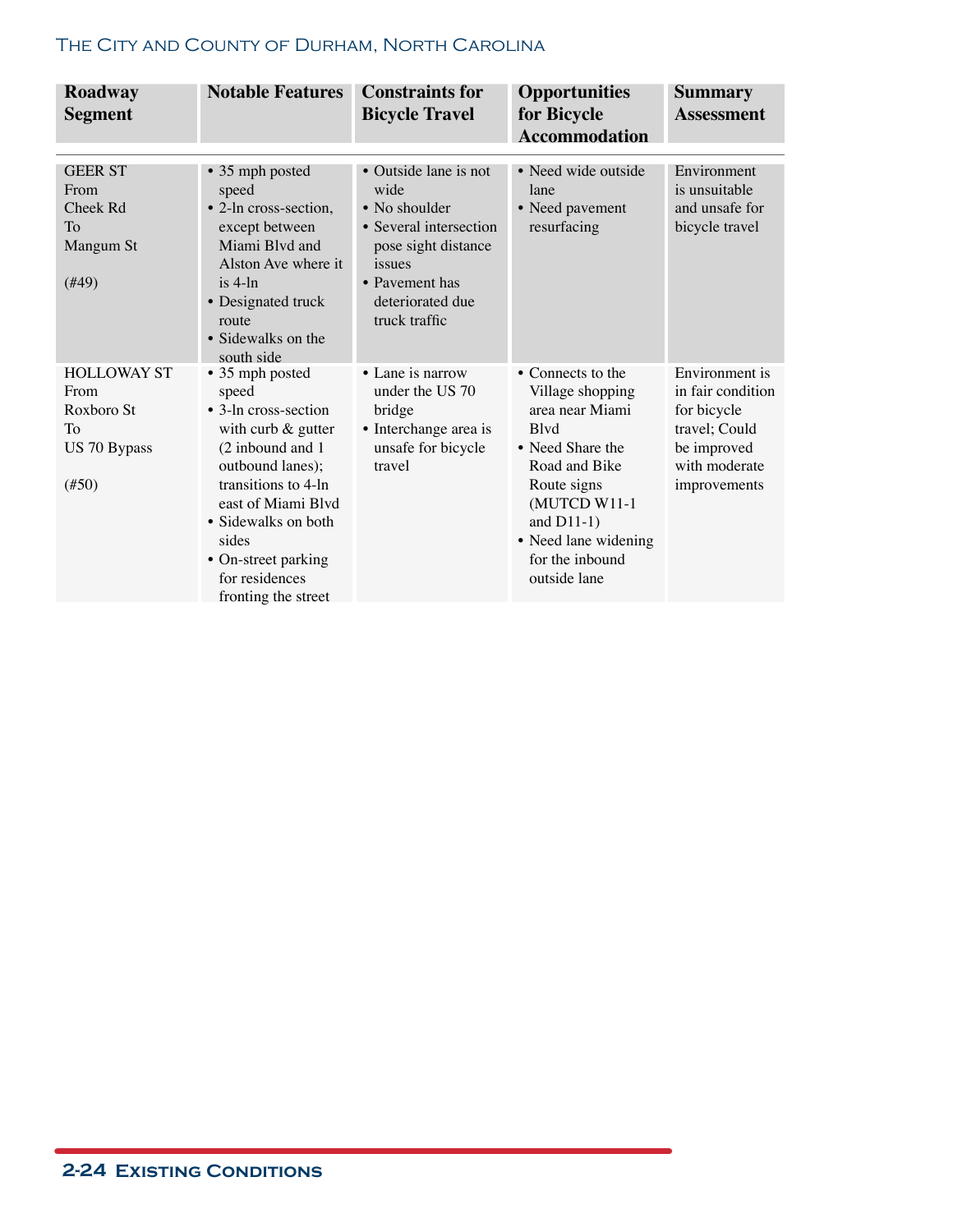| Roadway Segment | Notable Features | Constraints for Bicycle Travel | Opportunities for Bicycle Accommodation | Summary Assessment |
|---|---|---|---|---|
| GEER ST From Cheek Rd To Mangum St (#49) | • 35 mph posted speed • 2-ln cross-section, except between Miami Blvd and Alston Ave where it is 4-ln • Designated truck route • Sidewalks on the south side | • Outside lane is not wide • No shoulder • Several intersection pose sight distance issues • Pavement has deteriorated due truck traffic | • Need wide outside lane • Need pavement resurfacing | Environment is unsuitable and unsafe for bicycle travel |
| HOLLOWAY ST From Roxboro St To US 70 Bypass (#50) | • 35 mph posted speed • 3-ln cross-section with curb & gutter (2 inbound and 1 outbound lanes); transitions to 4-ln east of Miami Blvd • Sidewalks on both sides • On-street parking for residences fronting the street | • Lane is narrow under the US 70 bridge • Interchange area is unsafe for bicycle travel | • Connects to the Village shopping area near Miami Blvd • Need Share the Road and Bike Route signs (MUTCD W11-1 and D11-1) • Need lane widening for the inbound outside lane | Environment is in fair condition for bicycle travel; Could be improved with moderate improvements |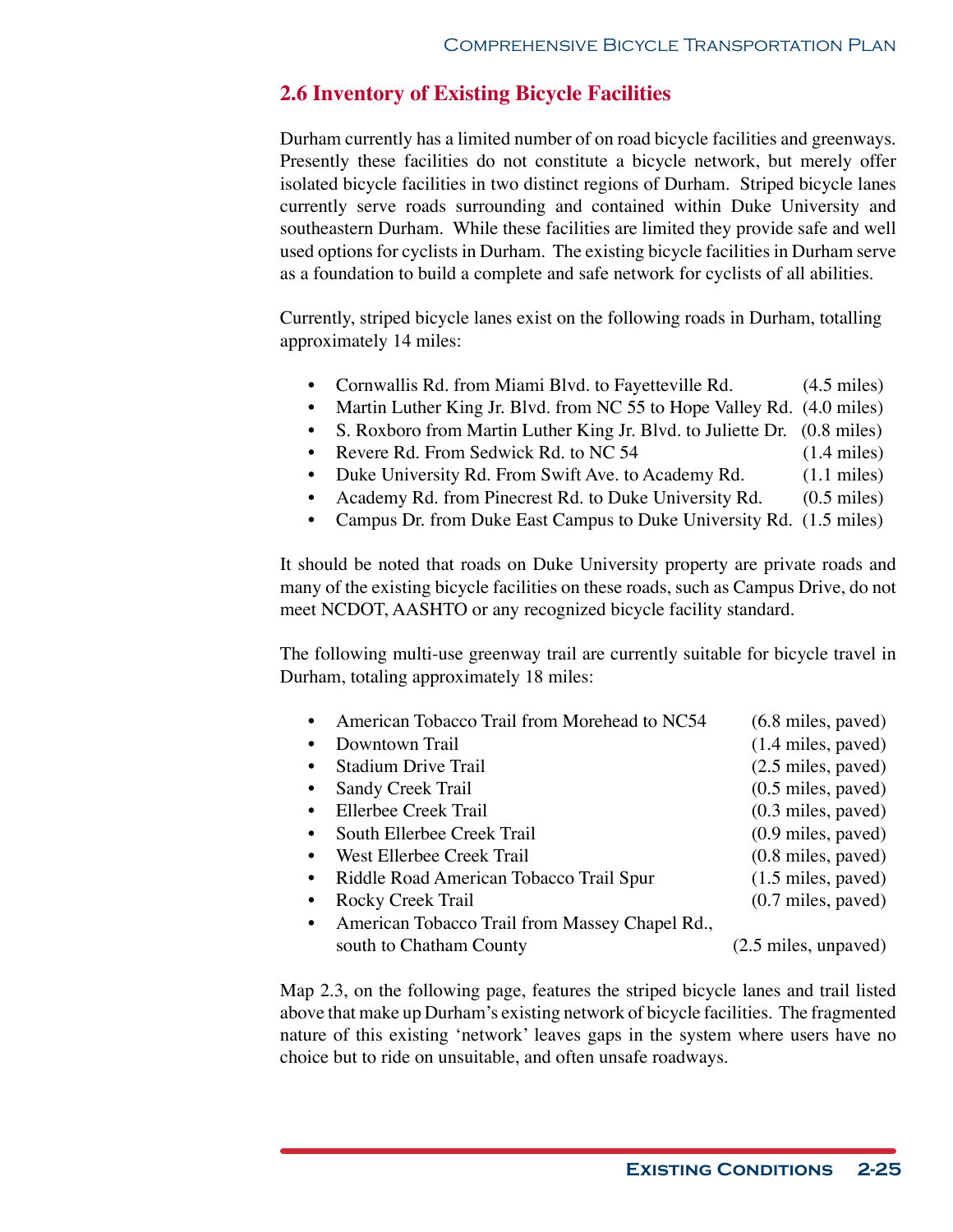## 2.6 Inventory of Existing Bicycle Facilities

Durham currently has a limited number of on road bicycle facilities and greenways. Presently these facilities do not constitute a bicycle network, but merely offer isolated bicycle facilities in two distinct regions of Durham. Striped bicycle lanes currently serve roads surrounding and contained within Duke University and southeastern Durham. While these facilities are limited they provide safe and well used options for cyclists in Durham. The existing bicycle facilities in Durham serve as a foundation to build a complete and safe network for cyclists of all abilities.

Currently, striped bicycle lanes exist on the following roads in Durham, totalling approximately 14 miles:

- Cornwallis Rd. from Miami Blvd. to Fayetteville Rd. (4.5 miles)
- Martin Luther King Jr. Blvd. from NC 55 to Hope Valley Rd. (4.0 miles)
- S. Roxboro from Martin Luther King Jr. Blvd. to Juliette Dr. (0.8 miles)
- Revere Rd. From Sedwick Rd. to NC 54 (1.4 miles)
- Duke University Rd. From Swift Ave. to Academy Rd. (1.1 miles)
- Academy Rd. from Pinecrest Rd. to Duke University Rd. (0.5 miles)
- Campus Dr. from Duke East Campus to Duke University Rd. (1.5 miles)

It should be noted that roads on Duke University property are private roads and many of the existing bicycle facilities on these roads, such as Campus Drive, do not meet NCDOT, AASHTO or any recognized bicycle facility standard.

The following multi-use greenway trail are currently suitable for bicycle travel in Durham, totaling approximately 18 miles:

- American Tobacco Trail from Morehead to NC54 (6.8 miles, paved)
- Downtown Trail (1.4 miles, paved)
- Stadium Drive Trail (2.5 miles, paved)
- Sandy Creek Trail (0.5 miles, paved)
- Ellerbee Creek Trail (0.3 miles, paved)
- South Ellerbee Creek Trail (0.9 miles, paved)
- West Ellerbee Creek Trail (0.8 miles, paved)
- Riddle Road American Tobacco Trail Spur (1.5 miles, paved)
- Rocky Creek Trail (0.7 miles, paved)
- American Tobacco Trail from Massey Chapel Rd., south to Chatham County (2.5 miles, unpaved)

Map 2.3, on the following page, features the striped bicycle lanes and trail listed above that make up Durham's existing network of bicycle facilities. The fragmented nature of this existing 'network' leaves gaps in the system where users have no choice but to ride on unsuitable, and often unsafe roadways.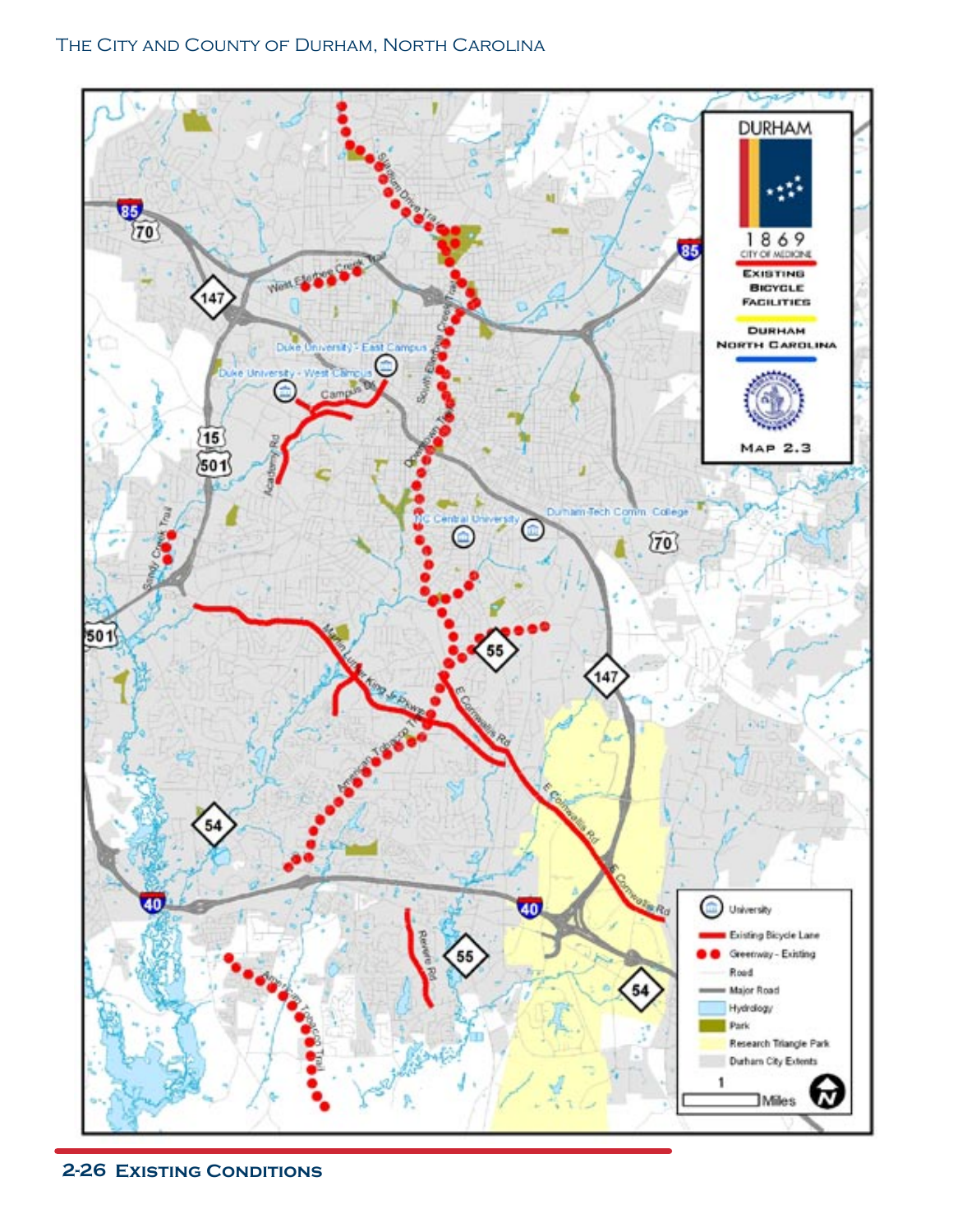DURHAM

1869

CITY OF MEDICINE

EXISTING BICYCLE FACILITIES

DURHAM NORTH CAROLINA

MAP 2.3

University

Existing Bicycle Lane

Greenway - Existing

Road

Major Road

Hydrology

Park

Research Triangle Park

Durham City Extents

1

Miles

85

70

147

West Ellerbee Creek Trail

Duke University - East Campus

Duke University - West Campus

Campus Dr

Academy Rd

15

501

Sandy Creek Trail

501

Martin Luther King Jr Pkwy

American Tobacco Trail

54

40

Ellerbee Creek Trail

South Ellerbee Creek Trail

Downtown Trail

NC Central University

Durham Tech Comm. College

70

55

147

E Cornwallis Rd

40

Revere Rd

55

54

American Tobacco Trail